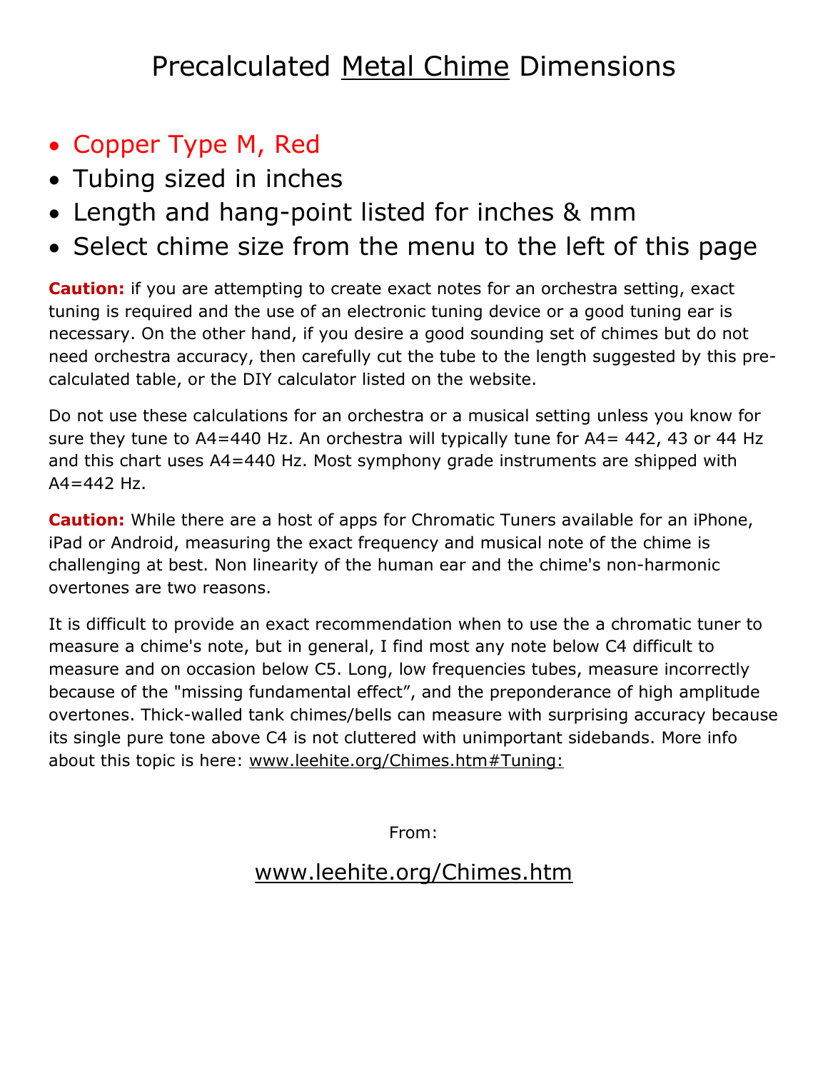# Precalculated Metal Chime Dimensions

- Copper Type M, Red
- Tubing sized in inches
- Length and hang-point listed for inches & mm
- Select chime size from the menu to the left of this page

**Caution:** if you are attempting to create exact notes for an orchestra setting, exact tuning is required and the use of an electronic tuning device or a good tuning ear is necessary. On the other hand, if you desire a good sounding set of chimes but do not need orchestra accuracy, then carefully cut the tube to the length suggested by this pre-calculated table, or the DIY calculator listed on the website.

Do not use these calculations for an orchestra or a musical setting unless you know for sure they tune to A4=440 Hz. An orchestra will typically tune for A4= 442, 43 or 44 Hz and this chart uses A4=440 Hz. Most symphony grade instruments are shipped with A4=442 Hz.

**Caution:** While there are a host of apps for Chromatic Tuners available for an iPhone, iPad or Android, measuring the exact frequency and musical note of the chime is challenging at best. Non linearity of the human ear and the chime's non-harmonic overtones are two reasons.

It is difficult to provide an exact recommendation when to use the a chromatic tuner to measure a chime's note, but in general, I find most any note below C4 difficult to measure and on occasion below C5. Long, low frequencies tubes, measure incorrectly because of the "missing fundamental effect", and the preponderance of high amplitude overtones. Thick-walled tank chimes/bells can measure with surprising accuracy because its single pure tone above C4 is not cluttered with unimportant sidebands. More info about this topic is here: www.leehite.org/Chimes.htm#Tuning:

From:

www.leehite.org/Chimes.htm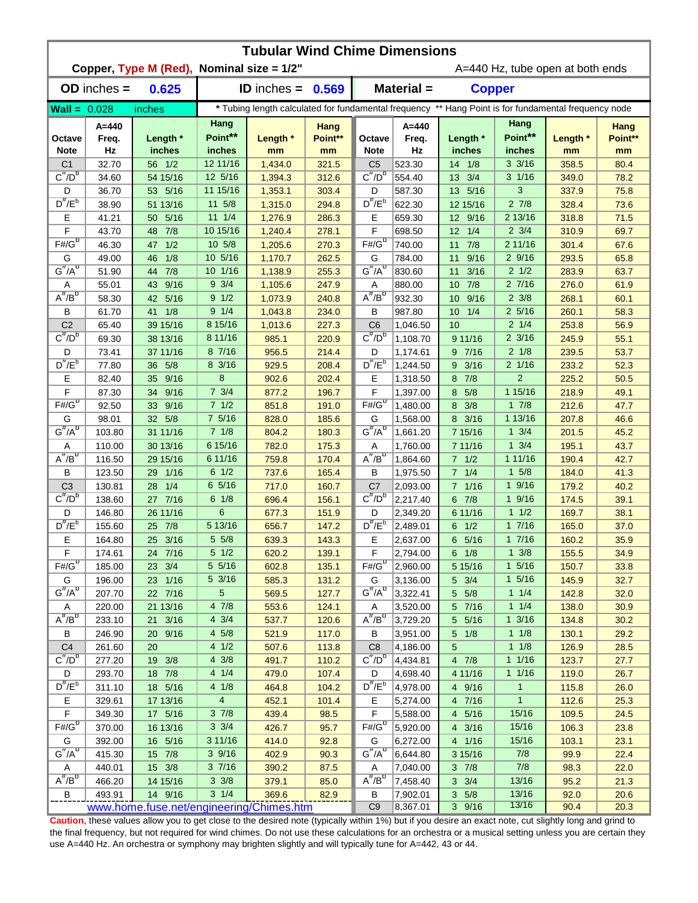# Tubular Wind Chime Dimensions

**Copper, Type M (Red), Nominal size = 1/2"** A=440 Hz, tube open at both ends

**OD inches = 0.625** | **ID inches = 0.569** | **Material = Copper**

**Wall = 0.028 inches** | * Tubing length calculated for fundamental frequency ** Hang Point is for fundamental frequency node

| Octave Note | A=440 Freq. Hz | Length * inches | Hang Point** inches | Length * mm | Hang Point** mm | Octave Note | A=440 Freq. Hz | Length * inches | Hang Point** inches | Length * mm | Hang Point** mm |
|---|---|---|---|---|---|---|---|---|---|---|---|
| C1 | 32.70 | 56 1/2 | 12 11/16 | 1,434.0 | 321.5 | C5 | 523.30 | 14 1/8 | 3 3/16 | 358.5 | 80.4 |
| C#/Db | 34.60 | 54 15/16 | 12 5/16 | 1,394.3 | 312.6 | C#/Db | 554.40 | 13 3/4 | 3 1/16 | 349.0 | 78.2 |
| D | 36.70 | 53 5/16 | 11 15/16 | 1,353.1 | 303.4 | D | 587.30 | 13 5/16 | 3 | 337.9 | 75.8 |
| D#/Eb | 38.90 | 51 13/16 | 11 5/8 | 1,315.0 | 294.8 | D#/Eb | 622.30 | 12 15/16 | 2 7/8 | 328.4 | 73.6 |
| E | 41.21 | 50 5/16 | 11 1/4 | 1,276.9 | 286.3 | E | 659.30 | 12 9/16 | 2 13/16 | 318.8 | 71.5 |
| F | 43.70 | 48 7/8 | 10 15/16 | 1,240.4 | 278.1 | F | 698.50 | 12 1/4 | 2 3/4 | 310.9 | 69.7 |
| F#/Gb | 46.30 | 47 1/2 | 10 5/8 | 1,205.6 | 270.3 | F#/Gb | 740.00 | 11 7/8 | 2 11/16 | 301.4 | 67.6 |
| G | 49.00 | 46 1/8 | 10 5/16 | 1,170.7 | 262.5 | G | 784.00 | 11 9/16 | 2 9/16 | 293.5 | 65.8 |
| G#/Ab | 51.90 | 44 7/8 | 10 1/16 | 1,138.9 | 255.3 | G#/Ab | 830.60 | 11 3/16 | 2 1/2 | 283.9 | 63.7 |
| A | 55.01 | 43 9/16 | 9 3/4 | 1,105.6 | 247.9 | A | 880.00 | 10 7/8 | 2 7/16 | 276.0 | 61.9 |
| A#/Bb | 58.30 | 42 5/16 | 9 1/2 | 1,073.9 | 240.8 | A#/Bb | 932.30 | 10 9/16 | 2 3/8 | 268.1 | 60.1 |
| B | 61.70 | 41 1/8 | 9 1/4 | 1,043.8 | 234.0 | B | 987.80 | 10 1/4 | 2 5/16 | 260.1 | 58.3 |
| C2 | 65.40 | 39 15/16 | 8 15/16 | 1,013.6 | 227.3 | C6 | 1,046.50 | 10 | 2 1/4 | 253.8 | 56.9 |
| C#/Db | 69.30 | 38 13/16 | 8 11/16 | 985.1 | 220.9 | C#/Db | 1,108.70 | 9 11/16 | 2 3/16 | 245.9 | 55.1 |
| D | 73.41 | 37 11/16 | 8 7/16 | 956.5 | 214.4 | D | 1,174.61 | 9 7/16 | 2 1/8 | 239.5 | 53.7 |
| D#/Eb | 77.80 | 36 5/8 | 8 3/16 | 929.5 | 208.4 | D#/Eb | 1,244.50 | 9 3/16 | 2 1/16 | 233.2 | 52.3 |
| E | 82.40 | 35 9/16 | 8 | 902.6 | 202.4 | E | 1,318.50 | 8 7/8 | 2 | 225.2 | 50.5 |
| F | 87.30 | 34 9/16 | 7 3/4 | 877.2 | 196.7 | F | 1,397.00 | 8 5/8 | 1 15/16 | 218.9 | 49.1 |
| F#/Gb | 92.50 | 33 9/16 | 7 1/2 | 851.8 | 191.0 | F#/Gb | 1,480.00 | 8 3/8 | 1 7/8 | 212.6 | 47.7 |
| G | 98.01 | 32 5/8 | 7 5/16 | 828.0 | 185.6 | G | 1,568.00 | 8 3/16 | 1 13/16 | 207.8 | 46.6 |
| G#/Ab | 103.80 | 31 11/16 | 7 1/8 | 804.2 | 180.3 | G#/Ab | 1,661.20 | 7 15/16 | 1 3/4 | 201.5 | 45.2 |
| A | 110.00 | 30 13/16 | 6 15/16 | 782.0 | 175.3 | A | 1,760.00 | 7 11/16 | 1 3/4 | 195.1 | 43.7 |
| A#/Bb | 116.50 | 29 15/16 | 6 11/16 | 759.8 | 170.4 | A#/Bb | 1,864.60 | 7 1/2 | 1 11/16 | 190.4 | 42.7 |
| B | 123.50 | 29 1/16 | 6 1/2 | 737.6 | 165.4 | B | 1,975.50 | 7 1/4 | 1 5/8 | 184.0 | 41.3 |
| C3 | 130.81 | 28 1/4 | 6 5/16 | 717.0 | 160.7 | C7 | 2,093.00 | 7 1/16 | 1 9/16 | 179.2 | 40.2 |
| C#/Db | 138.60 | 27 7/16 | 6 1/8 | 696.4 | 156.1 | C#/Db | 2,217.40 | 6 7/8 | 1 9/16 | 174.5 | 39.1 |
| D | 146.80 | 26 11/16 | 6 | 677.3 | 151.9 | D | 2,349.20 | 6 11/16 | 1 1/2 | 169.7 | 38.1 |
| D#/Eb | 155.60 | 25 7/8 | 5 13/16 | 656.7 | 147.2 | D#/Eb | 2,489.01 | 6 1/2 | 1 7/16 | 165.0 | 37.0 |
| E | 164.80 | 25 3/16 | 5 5/8 | 639.3 | 143.3 | E | 2,637.00 | 6 5/16 | 1 7/16 | 160.2 | 35.9 |
| F | 174.61 | 24 7/16 | 5 1/2 | 620.2 | 139.1 | F | 2,794.00 | 6 1/8 | 1 3/8 | 155.5 | 34.9 |
| F#/Gb | 185.00 | 23 3/4 | 5 5/16 | 602.8 | 135.1 | F#/Gb | 2,960.00 | 5 15/16 | 1 5/16 | 150.7 | 33.8 |
| G | 196.00 | 23 1/16 | 5 3/16 | 585.3 | 131.2 | G | 3,136.00 | 5 3/4 | 1 5/16 | 145.9 | 32.7 |
| G#/Ab | 207.70 | 22 7/16 | 5 | 569.5 | 127.7 | G#/Ab | 3,322.41 | 5 5/8 | 1 1/4 | 142.8 | 32.0 |
| A | 220.00 | 21 13/16 | 4 7/8 | 553.6 | 124.1 | A | 3,520.00 | 5 7/16 | 1 1/4 | 138.0 | 30.9 |
| A#/Bb | 233.10 | 21 3/16 | 4 3/4 | 537.7 | 120.6 | A#/Bb | 3,729.20 | 5 5/16 | 1 3/16 | 134.8 | 30.2 |
| B | 246.90 | 20 9/16 | 4 5/8 | 521.9 | 117.0 | B | 3,951.00 | 5 1/8 | 1 1/8 | 130.1 | 29.2 |
| C4 | 261.60 | 20 | 4 1/2 | 507.6 | 113.8 | C8 | 4,186.00 | 5 | 1 1/8 | 126.9 | 28.5 |
| C#/Db | 277.20 | 19 3/8 | 4 3/8 | 491.7 | 110.2 | C#/Db | 4,434.81 | 4 7/8 | 1 1/16 | 123.7 | 27.7 |
| D | 293.70 | 18 7/8 | 4 1/4 | 479.0 | 107.4 | D | 4,698.40 | 4 11/16 | 1 1/16 | 119.0 | 26.7 |
| D#/Eb | 311.10 | 18 5/16 | 4 1/8 | 464.8 | 104.2 | D#/Eb | 4,978.00 | 4 9/16 | 1 | 115.8 | 26.0 |
| E | 329.61 | 17 13/16 | 4 | 452.1 | 101.4 | E | 5,274.00 | 4 7/16 | 1 | 112.6 | 25.3 |
| F | 349.30 | 17 5/16 | 3 7/8 | 439.4 | 98.5 | F | 5,588.00 | 4 5/16 | 15/16 | 109.5 | 24.5 |
| F#/Gb | 370.00 | 16 13/16 | 3 3/4 | 426.7 | 95.7 | F#/Gb | 5,920.00 | 4 3/16 | 15/16 | 106.3 | 23.8 |
| G | 392.00 | 16 5/16 | 3 11/16 | 414.0 | 92.8 | G | 6,272.00 | 4 1/16 | 15/16 | 103.1 | 23.1 |
| G#/Ab | 415.30 | 15 7/8 | 3 9/16 | 402.9 | 90.3 | G#/Ab | 6,644.80 | 3 15/16 | 7/8 | 99.9 | 22.4 |
| A | 440.01 | 15 3/8 | 3 7/16 | 390.2 | 87.5 | A | 7,040.00 | 3 7/8 | 7/8 | 98.3 | 22.0 |
| A#/Bb | 466.20 | 14 15/16 | 3 3/8 | 379.1 | 85.0 | A#/Bb | 7,458.40 | 3 3/4 | 13/16 | 95.2 | 21.3 |
| B | 493.91 | 14 9/16 | 3 1/4 | 369.6 | 82.9 | B | 7,902.01 | 3 5/8 | 13/16 | 92.0 | 20.6 |
| | | | | | | C9 | 8,367.01 | 3 9/16 | 13/16 | 90.4 | 20.3 |

www.home.fuse.net/engineering/Chimes.htm

**Caution**, these values allow you to get close to the desired note (typically within 1%) but if you desire an exact note, cut slightly long and grind to the final frequency, but not required for wind chimes. Do not use these calculations for an orchestra or a musical setting unless you are certain they use A=440 Hz. An orchestra or symphony may brighten slightly and will typically tune for A=442, 43 or 44.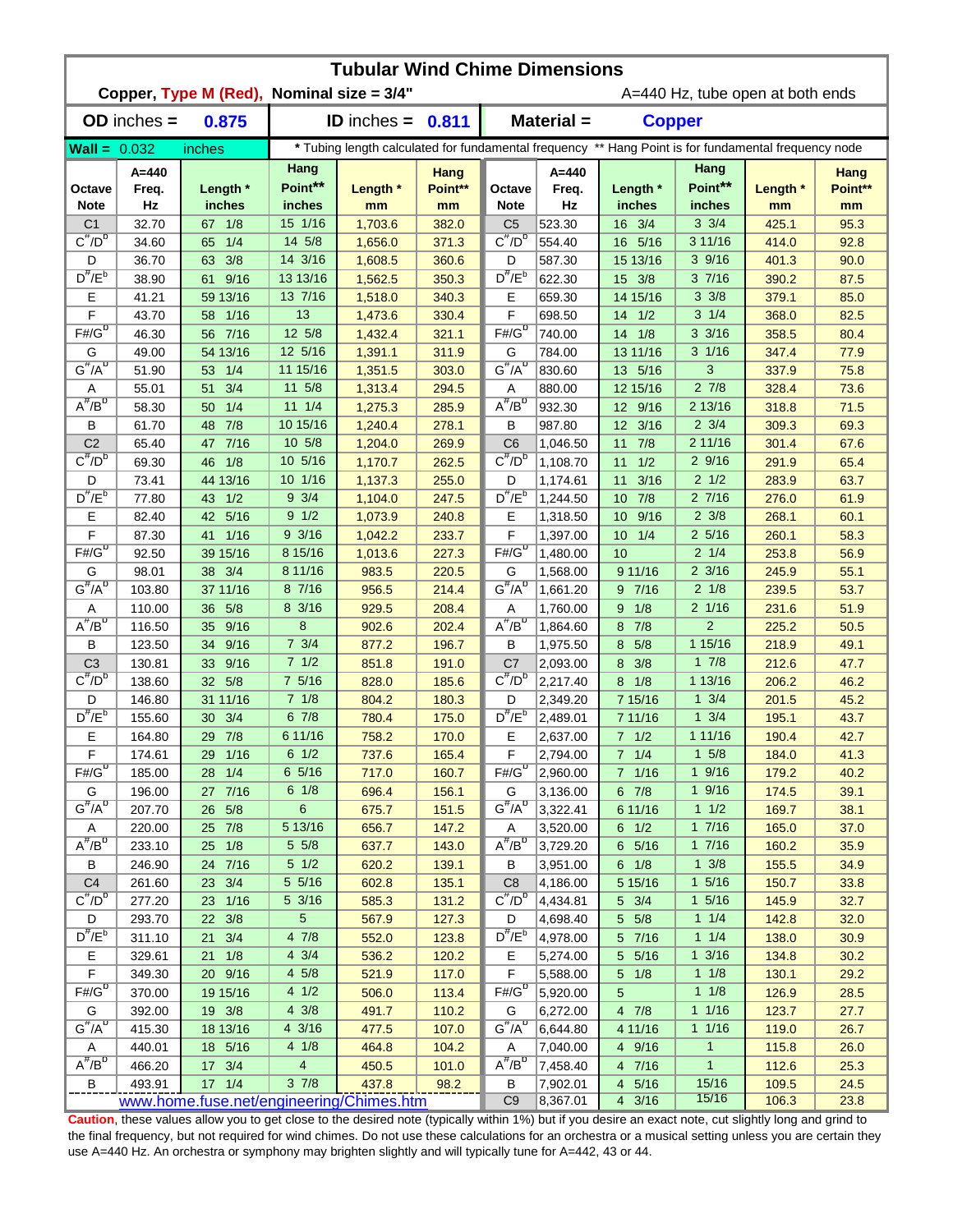# Tubular Wind Chime Dimensions

**Copper, Type M (Red), Nominal size = 3/4"** A=440 Hz, tube open at both ends

| **OD** inches = | **0.875** | **ID** inches = | **0.811** | Material = | **Copper** |
|---|---|---|---|---|---|

**Wall =** 0.032 inches

\* Tubing length calculated for fundamental frequency ** Hang Point is for fundamental frequency node

| Octave Note | A=440 Freq. Hz | Length * inches | Hang Point** inches | Length * mm | Hang Point** mm | Octave Note | A=440 Freq. Hz | Length * inches | Hang Point** inches | Length * mm | Hang Point** mm |
|---|---|---|---|---|---|---|---|---|---|---|---|
| C1 | 32.70 | 67 1/8 | 15 1/16 | 1,703.6 | 382.0 | C5 | 523.30 | 16 3/4 | 3 3/4 | 425.1 | 95.3 |
| C#/Db | 34.60 | 65 1/4 | 14 5/8 | 1,656.0 | 371.3 | C#/Db | 554.40 | 16 5/16 | 3 11/16 | 414.0 | 92.8 |
| D | 36.70 | 63 3/8 | 14 3/16 | 1,608.5 | 360.6 | D | 587.30 | 15 13/16 | 3 9/16 | 401.3 | 90.0 |
| D#/Eb | 38.90 | 61 9/16 | 13 13/16 | 1,562.5 | 350.3 | D#/Eb | 622.30 | 15 3/8 | 3 7/16 | 390.2 | 87.5 |
| E | 41.21 | 59 13/16 | 13 7/16 | 1,518.0 | 340.3 | E | 659.30 | 14 15/16 | 3 3/8 | 379.1 | 85.0 |
| F | 43.70 | 58 1/16 | 13 | 1,473.6 | 330.4 | F | 698.50 | 14 1/2 | 3 1/4 | 368.0 | 82.5 |
| F#/Gb | 46.30 | 56 7/16 | 12 5/8 | 1,432.4 | 321.1 | F#/Gb | 740.00 | 14 1/8 | 3 3/16 | 358.5 | 80.4 |
| G | 49.00 | 54 13/16 | 12 5/16 | 1,391.1 | 311.9 | G | 784.00 | 13 11/16 | 3 1/16 | 347.4 | 77.9 |
| G#/Ab | 51.90 | 53 1/4 | 11 15/16 | 1,351.5 | 303.0 | G#/Ab | 830.60 | 13 5/16 | 3 | 337.9 | 75.8 |
| A | 55.01 | 51 3/4 | 11 5/8 | 1,313.4 | 294.5 | A | 880.00 | 12 15/16 | 2 7/8 | 328.4 | 73.6 |
| A#/Bb | 58.30 | 50 1/4 | 11 1/4 | 1,275.3 | 285.9 | A#/Bb | 932.30 | 12 9/16 | 2 13/16 | 318.8 | 71.5 |
| B | 61.70 | 48 7/8 | 10 15/16 | 1,240.4 | 278.1 | B | 987.80 | 12 3/16 | 2 3/4 | 309.3 | 69.3 |
| C2 | 65.40 | 47 7/16 | 10 5/8 | 1,204.0 | 269.9 | C6 | 1,046.50 | 11 7/8 | 2 11/16 | 301.4 | 67.6 |
| C#/Db | 69.30 | 46 1/8 | 10 5/16 | 1,170.7 | 262.5 | C#/Db | 1,108.70 | 11 1/2 | 2 9/16 | 291.9 | 65.4 |
| D | 73.41 | 44 13/16 | 10 1/16 | 1,137.3 | 255.0 | D | 1,174.61 | 11 3/16 | 2 1/2 | 283.9 | 63.7 |
| D#/Eb | 77.80 | 43 1/2 | 9 3/4 | 1,104.0 | 247.5 | D#/Eb | 1,244.50 | 10 7/8 | 2 7/16 | 276.0 | 61.9 |
| E | 82.40 | 42 5/16 | 9 1/2 | 1,073.9 | 240.8 | E | 1,318.50 | 10 9/16 | 2 3/8 | 268.1 | 60.1 |
| F | 87.30 | 41 1/16 | 9 3/16 | 1,042.2 | 233.7 | F | 1,397.00 | 10 1/4 | 2 5/16 | 260.1 | 58.3 |
| F#/Gb | 92.50 | 39 15/16 | 8 15/16 | 1,013.6 | 227.3 | F#/Gb | 1,480.00 | 10 | 2 1/4 | 253.8 | 56.9 |
| G | 98.01 | 38 3/4 | 8 11/16 | 983.5 | 220.5 | G | 1,568.00 | 9 11/16 | 2 3/16 | 245.9 | 55.1 |
| G#/Ab | 103.80 | 37 11/16 | 8 7/16 | 956.5 | 214.4 | G#/Ab | 1,661.20 | 9 7/16 | 2 1/8 | 239.5 | 53.7 |
| A | 110.00 | 36 5/8 | 8 3/16 | 929.5 | 208.4 | A | 1,760.00 | 9 1/8 | 2 1/16 | 231.6 | 51.9 |
| A#/Bb | 116.50 | 35 9/16 | 8 | 902.6 | 202.4 | A#/Bb | 1,864.60 | 8 7/8 | 2 | 225.2 | 50.5 |
| B | 123.50 | 34 9/16 | 7 3/4 | 877.2 | 196.7 | B | 1,975.50 | 8 5/8 | 1 15/16 | 218.9 | 49.1 |
| C3 | 130.81 | 33 9/16 | 7 1/2 | 851.8 | 191.0 | C7 | 2,093.00 | 8 3/8 | 1 7/8 | 212.6 | 47.7 |
| C#/Db | 138.60 | 32 5/8 | 7 5/16 | 828.0 | 185.6 | C#/Db | 2,217.40 | 8 1/8 | 1 13/16 | 206.2 | 46.2 |
| D | 146.80 | 31 11/16 | 7 1/8 | 804.2 | 180.3 | D | 2,349.20 | 7 15/16 | 1 3/4 | 201.5 | 45.2 |
| D#/Eb | 155.60 | 30 3/4 | 6 7/8 | 780.4 | 175.0 | D#/Eb | 2,489.01 | 7 11/16 | 1 3/4 | 195.1 | 43.7 |
| E | 164.80 | 29 7/8 | 6 11/16 | 758.2 | 170.0 | E | 2,637.00 | 7 1/2 | 1 11/16 | 190.4 | 42.7 |
| F | 174.61 | 29 1/16 | 6 1/2 | 737.6 | 165.4 | F | 2,794.00 | 7 1/4 | 1 5/8 | 184.0 | 41.3 |
| F#/Gb | 185.00 | 28 1/4 | 6 5/16 | 717.0 | 160.7 | F#/Gb | 2,960.00 | 7 1/16 | 1 9/16 | 179.2 | 40.2 |
| G | 196.00 | 27 7/16 | 6 1/8 | 696.4 | 156.1 | G | 3,136.00 | 6 7/8 | 1 9/16 | 174.5 | 39.1 |
| G#/Ab | 207.70 | 26 5/8 | 6 | 675.7 | 151.5 | G#/Ab | 3,322.41 | 6 11/16 | 1 1/2 | 169.7 | 38.1 |
| A | 220.00 | 25 7/8 | 5 13/16 | 656.7 | 147.2 | A | 3,520.00 | 6 1/2 | 1 7/16 | 165.0 | 37.0 |
| A#/Bb | 233.10 | 25 1/8 | 5 5/8 | 637.7 | 143.0 | A#/Bb | 3,729.20 | 6 5/16 | 1 7/16 | 160.2 | 35.9 |
| B | 246.90 | 24 7/16 | 5 1/2 | 620.2 | 139.1 | B | 3,951.00 | 6 1/8 | 1 3/8 | 155.5 | 34.9 |
| C4 | 261.60 | 23 3/4 | 5 5/16 | 602.8 | 135.1 | C8 | 4,186.00 | 5 15/16 | 1 5/16 | 150.7 | 33.8 |
| C#/Db | 277.20 | 23 1/16 | 5 3/16 | 585.3 | 131.2 | C#/Db | 4,434.81 | 5 3/4 | 1 5/16 | 145.9 | 32.7 |
| D | 293.70 | 22 3/8 | 5 | 567.9 | 127.3 | D | 4,698.40 | 5 5/8 | 1 1/4 | 142.8 | 32.0 |
| D#/Eb | 311.10 | 21 3/4 | 4 7/8 | 552.0 | 123.8 | D#/Eb | 4,978.00 | 5 7/16 | 1 1/4 | 138.0 | 30.9 |
| E | 329.61 | 21 1/8 | 4 3/4 | 536.2 | 120.2 | E | 5,274.00 | 5 5/16 | 1 3/16 | 134.8 | 30.2 |
| F | 349.30 | 20 9/16 | 4 5/8 | 521.9 | 117.0 | F | 5,588.00 | 5 1/8 | 1 1/8 | 130.1 | 29.2 |
| F#/Gb | 370.00 | 19 15/16 | 4 1/2 | 506.0 | 113.4 | F#/Gb | 5,920.00 | 5 | 1 1/8 | 126.9 | 28.5 |
| G | 392.00 | 19 3/8 | 4 3/8 | 491.7 | 110.2 | G | 6,272.00 | 4 7/8 | 1 1/16 | 123.7 | 27.7 |
| G#/Ab | 415.30 | 18 13/16 | 4 3/16 | 477.5 | 107.0 | G#/Ab | 6,644.80 | 4 11/16 | 1 1/16 | 119.0 | 26.7 |
| A | 440.01 | 18 5/16 | 4 1/8 | 464.8 | 104.2 | A | 7,040.00 | 4 9/16 | 1 | 115.8 | 26.0 |
| A#/Bb | 466.20 | 17 3/4 | 4 | 450.5 | 101.0 | A#/Bb | 7,458.40 | 4 7/16 | 1 | 112.6 | 25.3 |
| B | 493.91 | 17 1/4 | 3 7/8 | 437.8 | 98.2 | B | 7,902.01 | 4 5/16 | 15/16 | 109.5 | 24.5 |
| | | | | | | C9 | 8,367.01 | 4 3/16 | 15/16 | 106.3 | 23.8 |

www.home.fuse.net/engineering/Chimes.htm

**Caution**, these values allow you to get close to the desired note (typically within 1%) but if you desire an exact note, cut slightly long and grind to the final frequency, but not required for wind chimes. Do not use these calculations for an orchestra or a musical setting unless you are certain they use A=440 Hz. An orchestra or symphony may brighten slightly and will typically tune for A=442, 43 or 44.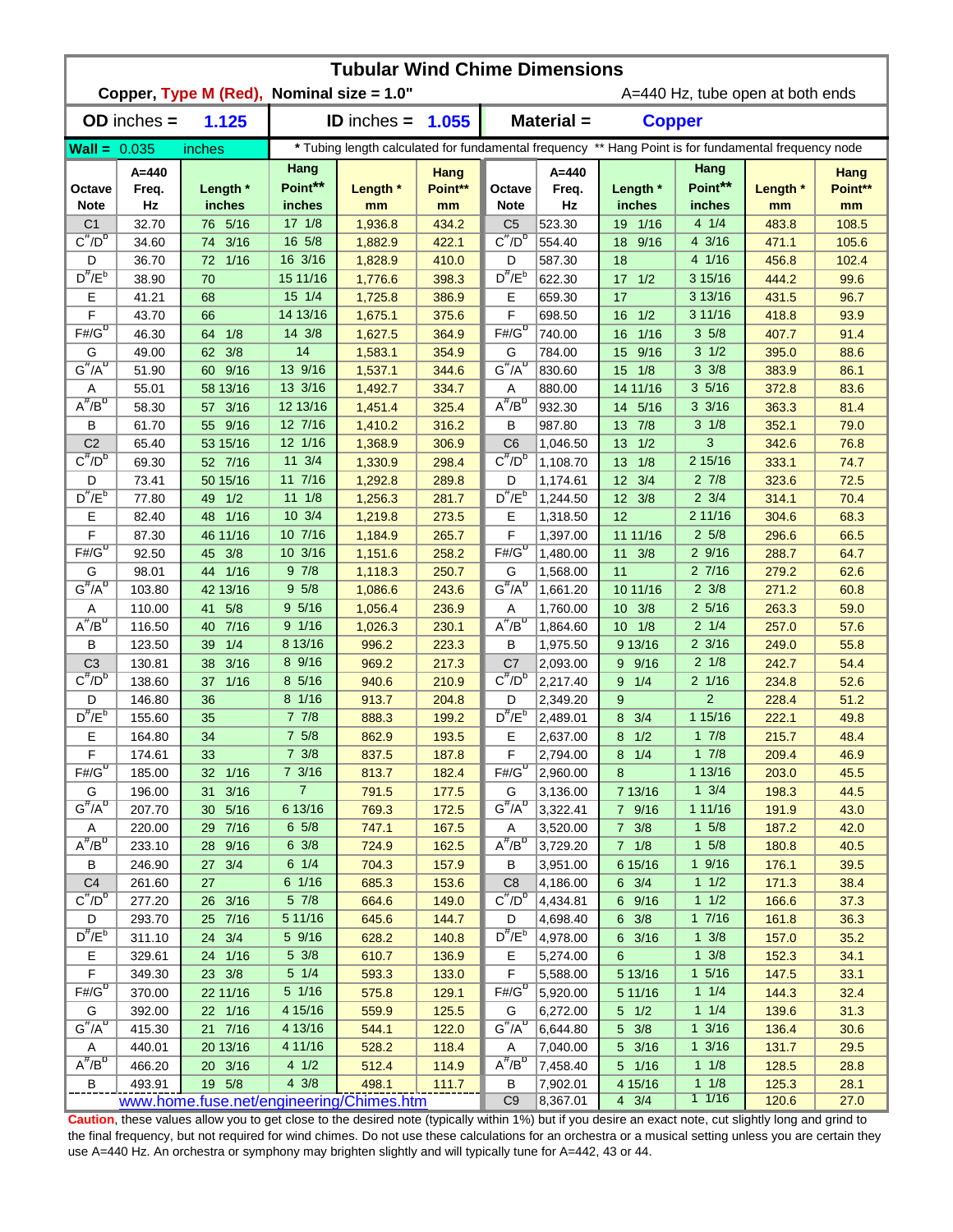# Tubular Wind Chime Dimensions

**Copper, Type M (Red), Nominal size = 1.0"** A=440 Hz, tube open at both ends

| **OD** inches = | **1.125** | **ID** inches = | **1.055** | **Material =** | **Copper** |
|---|---|---|---|---|---|

**Wall =** 0.035 inches

\* Tubing length calculated for fundamental frequency ** Hang Point is for fundamental frequency node

| Octave Note | A=440 Freq. Hz | Length * inches | Hang Point** inches | Length * mm | Hang Point** mm | Octave Note | A=440 Freq. Hz | Length * inches | Hang Point** inches | Length * mm | Hang Point** mm |
|---|---|---|---|---|---|---|---|---|---|---|---|
| C1 | 32.70 | 76 5/16 | 17 1/8 | 1,936.8 | 434.2 | C5 | 523.30 | 19 1/16 | 4 1/4 | 483.8 | 108.5 |
| C#/Db | 34.60 | 74 3/16 | 16 5/8 | 1,882.9 | 422.1 | C#/Db | 554.40 | 18 9/16 | 4 3/16 | 471.1 | 105.6 |
| D | 36.70 | 72 1/16 | 16 3/16 | 1,828.9 | 410.0 | D | 587.30 | 18 | 4 1/16 | 456.8 | 102.4 |
| D#/Eb | 38.90 | 70 | 15 11/16 | 1,776.6 | 398.3 | D#/Eb | 622.30 | 17 1/2 | 3 15/16 | 444.2 | 99.6 |
| E | 41.21 | 68 | 15 1/4 | 1,725.8 | 386.9 | E | 659.30 | 17 | 3 13/16 | 431.5 | 96.7 |
| F | 43.70 | 66 | 14 13/16 | 1,675.1 | 375.6 | F | 698.50 | 16 1/2 | 3 11/16 | 418.8 | 93.9 |
| F#/Gb | 46.30 | 64 1/8 | 14 3/8 | 1,627.5 | 364.9 | F#/Gb | 740.00 | 16 1/16 | 3 5/8 | 407.7 | 91.4 |
| G | 49.00 | 62 3/8 | 14 | 1,583.1 | 354.9 | G | 784.00 | 15 9/16 | 3 1/2 | 395.0 | 88.6 |
| G#/Ab | 51.90 | 60 9/16 | 13 9/16 | 1,537.1 | 344.6 | G#/Ab | 830.60 | 15 1/8 | 3 3/8 | 383.9 | 86.1 |
| A | 55.01 | 58 13/16 | 13 3/16 | 1,492.7 | 334.7 | A | 880.00 | 14 11/16 | 3 5/16 | 372.8 | 83.6 |
| A#/Bb | 58.30 | 57 3/16 | 12 13/16 | 1,451.4 | 325.4 | A#/Bb | 932.30 | 14 5/16 | 3 3/16 | 363.3 | 81.4 |
| B | 61.70 | 55 9/16 | 12 7/16 | 1,410.2 | 316.2 | B | 987.80 | 13 7/8 | 3 1/8 | 352.1 | 79.0 |
| C2 | 65.40 | 53 15/16 | 12 1/16 | 1,368.9 | 306.9 | C6 | 1,046.50 | 13 1/2 | 3 | 342.6 | 76.8 |
| C#/Db | 69.30 | 52 7/16 | 11 3/4 | 1,330.9 | 298.4 | C#/Db | 1,108.70 | 13 1/8 | 2 15/16 | 333.1 | 74.7 |
| D | 73.41 | 50 15/16 | 11 7/16 | 1,292.8 | 289.8 | D | 1,174.61 | 12 3/4 | 2 7/8 | 323.6 | 72.5 |
| D#/Eb | 77.80 | 49 1/2 | 11 1/8 | 1,256.3 | 281.7 | D#/Eb | 1,244.50 | 12 3/8 | 2 3/4 | 314.1 | 70.4 |
| E | 82.40 | 48 1/16 | 10 3/4 | 1,219.8 | 273.5 | E | 1,318.50 | 12 | 2 11/16 | 304.6 | 68.3 |
| F | 87.30 | 46 11/16 | 10 7/16 | 1,184.9 | 265.7 | F | 1,397.00 | 11 11/16 | 2 5/8 | 296.6 | 66.5 |
| F#/Gb | 92.50 | 45 3/8 | 10 3/16 | 1,151.6 | 258.2 | F#/Gb | 1,480.00 | 11 3/8 | 2 9/16 | 288.7 | 64.7 |
| G | 98.01 | 44 1/16 | 9 7/8 | 1,118.3 | 250.7 | G | 1,568.00 | 11 | 2 7/16 | 279.2 | 62.6 |
| G#/Ab | 103.80 | 42 13/16 | 9 5/8 | 1,086.6 | 243.6 | G#/Ab | 1,661.20 | 10 11/16 | 2 3/8 | 271.2 | 60.8 |
| A | 110.00 | 41 5/8 | 9 5/16 | 1,056.4 | 236.9 | A | 1,760.00 | 10 3/8 | 2 5/16 | 263.3 | 59.0 |
| A#/Bb | 116.50 | 40 7/16 | 9 1/16 | 1,026.3 | 230.1 | A#/Bb | 1,864.60 | 10 1/8 | 2 1/4 | 257.0 | 57.6 |
| B | 123.50 | 39 1/4 | 8 13/16 | 996.2 | 223.3 | B | 1,975.50 | 9 13/16 | 2 3/16 | 249.0 | 55.8 |
| C3 | 130.81 | 38 3/16 | 8 9/16 | 969.2 | 217.3 | C7 | 2,093.00 | 9 9/16 | 2 1/8 | 242.7 | 54.4 |
| C#/Db | 138.60 | 37 1/16 | 8 5/16 | 940.6 | 210.9 | C#/Db | 2,217.40 | 9 1/4 | 2 1/16 | 234.8 | 52.6 |
| D | 146.80 | 36 | 8 1/16 | 913.7 | 204.8 | D | 2,349.20 | 9 | 2 | 228.4 | 51.2 |
| D#/Eb | 155.60 | 35 | 7 7/8 | 888.3 | 199.2 | D#/Eb | 2,489.01 | 8 3/4 | 1 15/16 | 222.1 | 49.8 |
| E | 164.80 | 34 | 7 5/8 | 862.9 | 193.5 | E | 2,637.00 | 8 1/2 | 1 7/8 | 215.7 | 48.4 |
| F | 174.61 | 33 | 7 3/8 | 837.5 | 187.8 | F | 2,794.00 | 8 1/4 | 1 7/8 | 209.4 | 46.9 |
| F#/Gb | 185.00 | 32 1/16 | 7 3/16 | 813.7 | 182.4 | F#/Gb | 2,960.00 | 8 | 1 13/16 | 203.0 | 45.5 |
| G | 196.00 | 31 3/16 | 7 | 791.5 | 177.5 | G | 3,136.00 | 7 13/16 | 1 3/4 | 198.3 | 44.5 |
| G#/Ab | 207.70 | 30 5/16 | 6 13/16 | 769.3 | 172.5 | G#/Ab | 3,322.41 | 7 9/16 | 1 11/16 | 191.9 | 43.0 |
| A | 220.00 | 29 7/16 | 6 5/8 | 747.1 | 167.5 | A | 3,520.00 | 7 3/8 | 1 5/8 | 187.2 | 42.0 |
| A#/Bb | 233.10 | 28 9/16 | 6 3/8 | 724.9 | 162.5 | A#/Bb | 3,729.20 | 7 1/8 | 1 5/8 | 180.8 | 40.5 |
| B | 246.90 | 27 3/4 | 6 1/4 | 704.3 | 157.9 | B | 3,951.00 | 6 15/16 | 1 9/16 | 176.1 | 39.5 |
| C4 | 261.60 | 27 | 6 1/16 | 685.3 | 153.6 | C8 | 4,186.00 | 6 3/4 | 1 1/2 | 171.3 | 38.4 |
| C#/Db | 277.20 | 26 3/16 | 5 7/8 | 664.6 | 149.0 | C#/Db | 4,434.81 | 6 9/16 | 1 1/2 | 166.6 | 37.3 |
| D | 293.70 | 25 7/16 | 5 11/16 | 645.6 | 144.7 | D | 4,698.40 | 6 3/8 | 1 7/16 | 161.8 | 36.3 |
| D#/Eb | 311.10 | 24 3/4 | 5 9/16 | 628.2 | 140.8 | D#/Eb | 4,978.00 | 6 3/16 | 1 3/8 | 157.0 | 35.2 |
| E | 329.61 | 24 1/16 | 5 3/8 | 610.7 | 136.9 | E | 5,274.00 | 6 | 1 3/8 | 152.3 | 34.1 |
| F | 349.30 | 23 3/8 | 5 1/4 | 593.3 | 133.0 | F | 5,588.00 | 5 13/16 | 1 5/16 | 147.5 | 33.1 |
| F#/Gb | 370.00 | 22 11/16 | 5 1/16 | 575.8 | 129.1 | F#/Gb | 5,920.00 | 5 11/16 | 1 1/4 | 144.3 | 32.4 |
| G | 392.00 | 22 1/16 | 4 15/16 | 559.9 | 125.5 | G | 6,272.00 | 5 1/2 | 1 1/4 | 139.6 | 31.3 |
| G#/Ab | 415.30 | 21 7/16 | 4 13/16 | 544.1 | 122.0 | G#/Ab | 6,644.80 | 5 3/8 | 1 3/16 | 136.4 | 30.6 |
| A | 440.01 | 20 13/16 | 4 11/16 | 528.2 | 118.4 | A | 7,040.00 | 5 3/16 | 1 3/16 | 131.7 | 29.5 |
| A#/Bb | 466.20 | 20 3/16 | 4 1/2 | 512.4 | 114.9 | A#/Bb | 7,458.40 | 5 1/16 | 1 1/8 | 128.5 | 28.8 |
| B | 493.91 | 19 5/8 | 4 3/8 | 498.1 | 111.7 | B | 7,902.01 | 4 15/16 | 1 1/8 | 125.3 | 28.1 |
| | | | | | | C9 | 8,367.01 | 4 3/4 | 1 1/16 | 120.6 | 27.0 |

www.home.fuse.net/engineering/Chimes.htm

**Caution**, these values allow you to get close to the desired note (typically within 1%) but if you desire an exact note, cut slightly long and grind to the final frequency, but not required for wind chimes. Do not use these calculations for an orchestra or a musical setting unless you are certain they use A=440 Hz. An orchestra or symphony may brighten slightly and will typically tune for A=442, 43 or 44.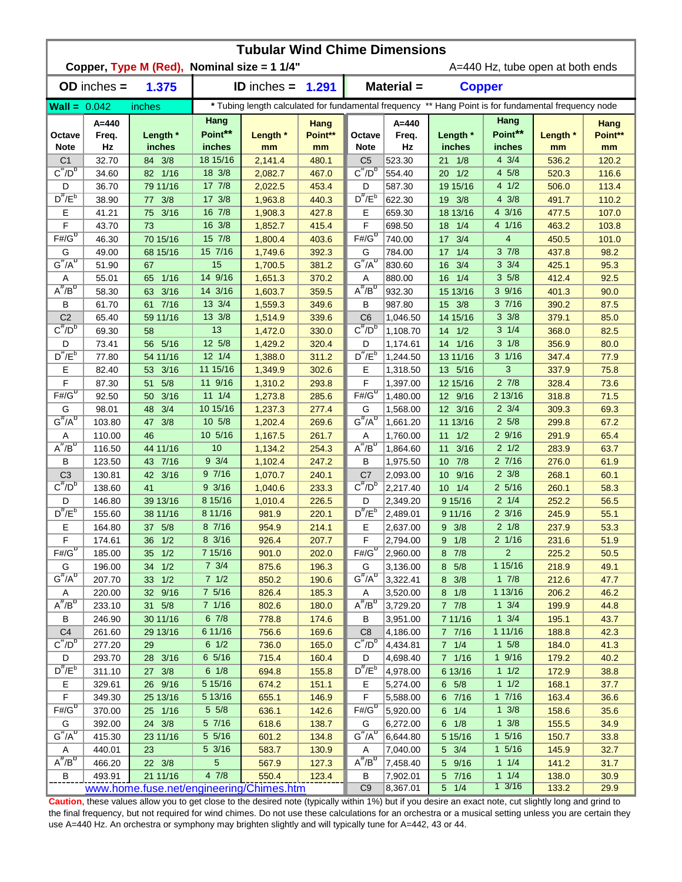# Tubular Wind Chime Dimensions

**Copper, Type M (Red), Nominal size = 1 1/4"** A=440 Hz, tube open at both ends

| **OD** inches = | 1.375 | **ID** inches = | 1.291 | **Material =** | Copper |
|---|---|---|---|---|---|

**Wall =** 0.042 inches

\* Tubing length calculated for fundamental frequency ** Hang Point is for fundamental frequency node

| Octave Note | A=440 Freq. Hz | Length * inches | Hang Point** inches | Length * mm | Hang Point** mm | Octave Note | A=440 Freq. Hz | Length * inches | Hang Point** inches | Length * mm | Hang Point** mm |
|---|---|---|---|---|---|---|---|---|---|---|---|
| C1 | 32.70 | 84 3/8 | 18 15/16 | 2,141.4 | 480.1 | C5 | 523.30 | 21 1/8 | 4 3/4 | 536.2 | 120.2 |
| C#/Db | 34.60 | 82 1/16 | 18 3/8 | 2,082.7 | 467.0 | C#/Db | 554.40 | 20 1/2 | 4 5/8 | 520.3 | 116.6 |
| D | 36.70 | 79 11/16 | 17 7/8 | 2,022.5 | 453.4 | D | 587.30 | 19 15/16 | 4 1/2 | 506.0 | 113.4 |
| D#/Eb | 38.90 | 77 3/8 | 17 3/8 | 1,963.8 | 440.3 | D#/Eb | 622.30 | 19 3/8 | 4 3/8 | 491.7 | 110.2 |
| E | 41.21 | 75 3/16 | 16 7/8 | 1,908.3 | 427.8 | E | 659.30 | 18 13/16 | 4 3/16 | 477.5 | 107.0 |
| F | 43.70 | 73 | 16 3/8 | 1,852.7 | 415.4 | F | 698.50 | 18 1/4 | 4 1/16 | 463.2 | 103.8 |
| F#/Gb | 46.30 | 70 15/16 | 15 7/8 | 1,800.4 | 403.6 | F#/Gb | 740.00 | 17 3/4 | 4 | 450.5 | 101.0 |
| G | 49.00 | 68 15/16 | 15 7/16 | 1,749.6 | 392.3 | G | 784.00 | 17 1/4 | 3 7/8 | 437.8 | 98.2 |
| G#/Ab | 51.90 | 67 | 15 | 1,700.5 | 381.2 | G#/Ab | 830.60 | 16 3/4 | 3 3/4 | 425.1 | 95.3 |
| A | 55.01 | 65 1/16 | 14 9/16 | 1,651.3 | 370.2 | A | 880.00 | 16 1/4 | 3 5/8 | 412.4 | 92.5 |
| A#/Bb | 58.30 | 63 3/16 | 14 3/16 | 1,603.7 | 359.5 | A#/Bb | 932.30 | 15 13/16 | 3 9/16 | 401.3 | 90.0 |
| B | 61.70 | 61 7/16 | 13 3/4 | 1,559.3 | 349.6 | B | 987.80 | 15 3/8 | 3 7/16 | 390.2 | 87.5 |
| C2 | 65.40 | 59 11/16 | 13 3/8 | 1,514.9 | 339.6 | C6 | 1,046.50 | 14 15/16 | 3 3/8 | 379.1 | 85.0 |
| C#/Db | 69.30 | 58 | 13 | 1,472.0 | 330.0 | C#/Db | 1,108.70 | 14 1/2 | 3 1/4 | 368.0 | 82.5 |
| D | 73.41 | 56 5/16 | 12 5/8 | 1,429.2 | 320.4 | D | 1,174.61 | 14 1/16 | 3 1/8 | 356.9 | 80.0 |
| D#/Eb | 77.80 | 54 11/16 | 12 1/4 | 1,388.0 | 311.2 | D#/Eb | 1,244.50 | 13 11/16 | 3 1/16 | 347.4 | 77.9 |
| E | 82.40 | 53 3/16 | 11 15/16 | 1,349.9 | 302.6 | E | 1,318.50 | 13 5/16 | 3 | 337.9 | 75.8 |
| F | 87.30 | 51 5/8 | 11 9/16 | 1,310.2 | 293.8 | F | 1,397.00 | 12 15/16 | 2 7/8 | 328.4 | 73.6 |
| F#/Gb | 92.50 | 50 3/16 | 11 1/4 | 1,273.8 | 285.6 | F#/Gb | 1,480.00 | 12 9/16 | 2 13/16 | 318.8 | 71.5 |
| G | 98.01 | 48 3/4 | 10 15/16 | 1,237.3 | 277.4 | G | 1,568.00 | 12 3/16 | 2 3/4 | 309.3 | 69.3 |
| G#/Ab | 103.80 | 47 3/8 | 10 5/8 | 1,202.4 | 269.6 | G#/Ab | 1,661.20 | 11 13/16 | 2 5/8 | 299.8 | 67.2 |
| A | 110.00 | 46 | 10 5/16 | 1,167.5 | 261.7 | A | 1,760.00 | 11 1/2 | 2 9/16 | 291.9 | 65.4 |
| A#/Bb | 116.50 | 44 11/16 | 10 | 1,134.2 | 254.3 | A#/Bb | 1,864.60 | 11 3/16 | 2 1/2 | 283.9 | 63.7 |
| B | 123.50 | 43 7/16 | 9 3/4 | 1,102.4 | 247.2 | B | 1,975.50 | 10 7/8 | 2 7/16 | 276.0 | 61.9 |
| C3 | 130.81 | 42 3/16 | 9 7/16 | 1,070.7 | 240.1 | C7 | 2,093.00 | 10 9/16 | 2 3/8 | 268.1 | 60.1 |
| C#/Db | 138.60 | 41 | 9 3/16 | 1,040.6 | 233.3 | C#/Db | 2,217.40 | 10 1/4 | 2 5/16 | 260.1 | 58.3 |
| D | 146.80 | 39 13/16 | 8 15/16 | 1,010.4 | 226.5 | D | 2,349.20 | 9 15/16 | 2 1/4 | 252.2 | 56.5 |
| D#/Eb | 155.60 | 38 11/16 | 8 11/16 | 981.9 | 220.1 | D#/Eb | 2,489.01 | 9 11/16 | 2 3/16 | 245.9 | 55.1 |
| E | 164.80 | 37 5/8 | 8 7/16 | 954.9 | 214.1 | E | 2,637.00 | 9 3/8 | 2 1/8 | 237.9 | 53.3 |
| F | 174.61 | 36 1/2 | 8 3/16 | 926.4 | 207.7 | F | 2,794.00 | 9 1/8 | 2 1/16 | 231.6 | 51.9 |
| F#/Gb | 185.00 | 35 1/2 | 7 15/16 | 901.0 | 202.0 | F#/Gb | 2,960.00 | 8 7/8 | 2 | 225.2 | 50.5 |
| G | 196.00 | 34 1/2 | 7 3/4 | 875.6 | 196.3 | G | 3,136.00 | 8 5/8 | 1 15/16 | 218.9 | 49.1 |
| G#/Ab | 207.70 | 33 1/2 | 7 1/2 | 850.2 | 190.6 | G#/Ab | 3,322.41 | 8 3/8 | 1 7/8 | 212.6 | 47.7 |
| A | 220.00 | 32 9/16 | 7 5/16 | 826.4 | 185.3 | A | 3,520.00 | 8 1/8 | 1 13/16 | 206.2 | 46.2 |
| A#/Bb | 233.10 | 31 5/8 | 7 1/16 | 802.6 | 180.0 | A#/Bb | 3,729.20 | 7 7/8 | 1 3/4 | 199.9 | 44.8 |
| B | 246.90 | 30 11/16 | 6 7/8 | 778.8 | 174.6 | B | 3,951.00 | 7 11/16 | 1 3/4 | 195.1 | 43.7 |
| C4 | 261.60 | 29 13/16 | 6 11/16 | 756.6 | 169.6 | C8 | 4,186.00 | 7 7/16 | 1 11/16 | 188.8 | 42.3 |
| C#/Db | 277.20 | 29 | 6 1/2 | 736.0 | 165.0 | C#/Db | 4,434.81 | 7 1/4 | 1 5/8 | 184.0 | 41.3 |
| D | 293.70 | 28 3/16 | 6 5/16 | 715.4 | 160.4 | D | 4,698.40 | 7 1/16 | 1 9/16 | 179.2 | 40.2 |
| D#/Eb | 311.10 | 27 3/8 | 6 1/8 | 694.8 | 155.8 | D#/Eb | 4,978.00 | 6 13/16 | 1 1/2 | 172.9 | 38.8 |
| E | 329.61 | 26 9/16 | 5 15/16 | 674.2 | 151.1 | E | 5,274.00 | 6 5/8 | 1 1/2 | 168.1 | 37.7 |
| F | 349.30 | 25 13/16 | 5 13/16 | 655.1 | 146.9 | F | 5,588.00 | 6 7/16 | 1 7/16 | 163.4 | 36.6 |
| F#/Gb | 370.00 | 25 1/16 | 5 5/8 | 636.1 | 142.6 | F#/Gb | 5,920.00 | 6 1/4 | 1 3/8 | 158.6 | 35.6 |
| G | 392.00 | 24 3/8 | 5 7/16 | 618.6 | 138.7 | G | 6,272.00 | 6 1/8 | 1 3/8 | 155.5 | 34.9 |
| G#/Ab | 415.30 | 23 11/16 | 5 5/16 | 601.2 | 134.8 | G#/Ab | 6,644.80 | 5 15/16 | 1 5/16 | 150.7 | 33.8 |
| A | 440.01 | 23 | 5 3/16 | 583.7 | 130.9 | A | 7,040.00 | 5 3/4 | 1 5/16 | 145.9 | 32.7 |
| A#/Bb | 466.20 | 22 3/8 | 5 | 567.9 | 127.3 | A#/Bb | 7,458.40 | 5 9/16 | 1 1/4 | 141.2 | 31.7 |
| B | 493.91 | 21 11/16 | 4 7/8 | 550.4 | 123.4 | B | 7,902.01 | 5 7/16 | 1 1/4 | 138.0 | 30.9 |
| | | | | | | C9 | 8,367.01 | 5 1/4 | 1 3/16 | 133.2 | 29.9 |

www.home.fuse.net/engineering/Chimes.htm

**Caution**, these values allow you to get close to the desired note (typically within 1%) but if you desire an exact note, cut slightly long and grind to the final frequency, but not required for wind chimes. Do not use these calculations for an orchestra or a musical setting unless you are certain they use A=440 Hz. An orchestra or symphony may brighten slightly and will typically tune for A=442, 43 or 44.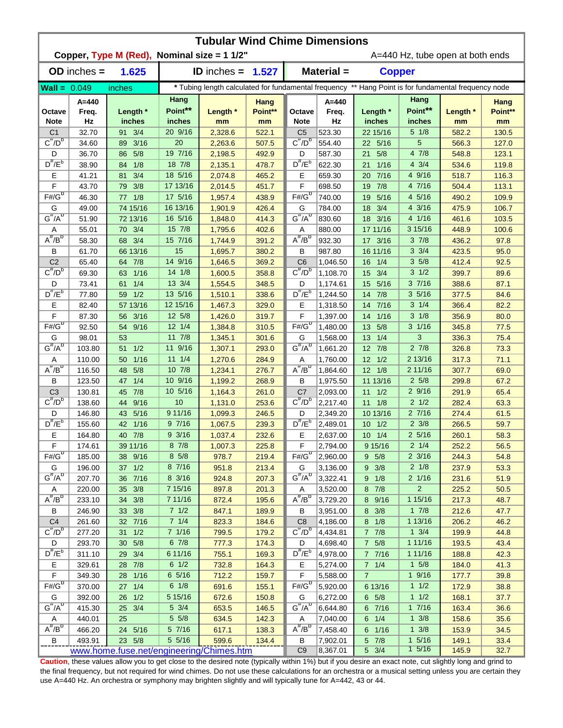# Tubular Wind Chime Dimensions

**Copper, Type M (Red), Nominal size = 1 1/2"** A=440 Hz, tube open at both ends

| **OD** inches = | **1.625** | **ID** inches = | **1.527** | **Material =** | **Copper** |
|---|---|---|---|---|---|

**Wall =** 0.049 inches

\* Tubing length calculated for fundamental frequency ** Hang Point is for fundamental frequency node

| Octave Note | A=440 Freq. Hz | Length * inches | Hang Point** inches | Length * mm | Hang Point** mm | Octave Note | A=440 Freq. Hz | Length * inches | Hang Point** inches | Length * mm | Hang Point** mm |
|---|---|---|---|---|---|---|---|---|---|---|---|
| C1 | 32.70 | 91 3/4 | 20 9/16 | 2,328.6 | 522.1 | C5 | 523.30 | 22 15/16 | 5 1/8 | 582.2 | 130.5 |
| C#/Db | 34.60 | 89 3/16 | 20 | 2,263.6 | 507.5 | C#/Db | 554.40 | 22 5/16 | 5 | 566.3 | 127.0 |
| D | 36.70 | 86 5/8 | 19 7/16 | 2,198.5 | 492.9 | D | 587.30 | 21 5/8 | 4 7/8 | 548.8 | 123.1 |
| D#/Eb | 38.90 | 84 1/8 | 18 7/8 | 2,135.1 | 478.7 | D#/Eb | 622.30 | 21 1/16 | 4 3/4 | 534.6 | 119.8 |
| E | 41.21 | 81 3/4 | 18 5/16 | 2,074.8 | 465.2 | E | 659.30 | 20 7/16 | 4 9/16 | 518.7 | 116.3 |
| F | 43.70 | 79 3/8 | 17 13/16 | 2,014.5 | 451.7 | F | 698.50 | 19 7/8 | 4 7/16 | 504.4 | 113.1 |
| F#/Gb | 46.30 | 77 1/8 | 17 5/16 | 1,957.4 | 438.9 | F#/Gb | 740.00 | 19 5/16 | 4 5/16 | 490.2 | 109.9 |
| G | 49.00 | 74 15/16 | 16 13/16 | 1,901.9 | 426.4 | G | 784.00 | 18 3/4 | 4 3/16 | 475.9 | 106.7 |
| G#/Ab | 51.90 | 72 13/16 | 16 5/16 | 1,848.0 | 414.3 | G#/Ab | 830.60 | 18 3/16 | 4 1/16 | 461.6 | 103.5 |
| A | 55.01 | 70 3/4 | 15 7/8 | 1,795.6 | 402.6 | A | 880.00 | 17 11/16 | 3 15/16 | 448.9 | 100.6 |
| A#/Bb | 58.30 | 68 3/4 | 15 7/16 | 1,744.9 | 391.2 | A#/Bb | 932.30 | 17 3/16 | 3 7/8 | 436.2 | 97.8 |
| B | 61.70 | 66 13/16 | 15 | 1,695.7 | 380.2 | B | 987.80 | 16 11/16 | 3 3/4 | 423.5 | 95.0 |
| C2 | 65.40 | 64 7/8 | 14 9/16 | 1,646.5 | 369.2 | C6 | 1,046.50 | 16 1/4 | 3 5/8 | 412.4 | 92.5 |
| C#/Db | 69.30 | 63 1/16 | 14 1/8 | 1,600.5 | 358.8 | C#/Db | 1,108.70 | 15 3/4 | 3 1/2 | 399.7 | 89.6 |
| D | 73.41 | 61 1/4 | 13 3/4 | 1,554.5 | 348.5 | D | 1,174.61 | 15 5/16 | 3 7/16 | 388.6 | 87.1 |
| D#/Eb | 77.80 | 59 1/2 | 13 5/16 | 1,510.1 | 338.6 | D#/Eb | 1,244.50 | 14 7/8 | 3 5/16 | 377.5 | 84.6 |
| E | 82.40 | 57 13/16 | 12 15/16 | 1,467.3 | 329.0 | E | 1,318.50 | 14 7/16 | 3 1/4 | 366.4 | 82.2 |
| F | 87.30 | 56 3/16 | 12 5/8 | 1,426.0 | 319.7 | F | 1,397.00 | 14 1/16 | 3 1/8 | 356.9 | 80.0 |
| F#/Gb | 92.50 | 54 9/16 | 12 1/4 | 1,384.8 | 310.5 | F#/Gb | 1,480.00 | 13 5/8 | 3 1/16 | 345.8 | 77.5 |
| G | 98.01 | 53 | 11 7/8 | 1,345.1 | 301.6 | G | 1,568.00 | 13 1/4 | 3 | 336.3 | 75.4 |
| G#/Ab | 103.80 | 51 1/2 | 11 9/16 | 1,307.1 | 293.0 | G#/Ab | 1,661.20 | 12 7/8 | 2 7/8 | 326.8 | 73.3 |
| A | 110.00 | 50 1/16 | 11 1/4 | 1,270.6 | 284.9 | A | 1,760.00 | 12 1/2 | 2 13/16 | 317.3 | 71.1 |
| A#/Bb | 116.50 | 48 5/8 | 10 7/8 | 1,234.1 | 276.7 | A#/Bb | 1,864.60 | 12 1/8 | 2 11/16 | 307.7 | 69.0 |
| B | 123.50 | 47 1/4 | 10 9/16 | 1,199.2 | 268.9 | B | 1,975.50 | 11 13/16 | 2 5/8 | 299.8 | 67.2 |
| C3 | 130.81 | 45 7/8 | 10 5/16 | 1,164.3 | 261.0 | C7 | 2,093.00 | 11 1/2 | 2 9/16 | 291.9 | 65.4 |
| C#/Db | 138.60 | 44 9/16 | 10 | 1,131.0 | 253.6 | C#/Db | 2,217.40 | 11 1/8 | 2 1/2 | 282.4 | 63.3 |
| D | 146.80 | 43 5/16 | 9 11/16 | 1,099.3 | 246.5 | D | 2,349.20 | 10 13/16 | 2 7/16 | 274.4 | 61.5 |
| D#/Eb | 155.60 | 42 1/16 | 9 7/16 | 1,067.5 | 239.3 | D#/Eb | 2,489.01 | 10 1/2 | 2 3/8 | 266.5 | 59.7 |
| E | 164.80 | 40 7/8 | 9 3/16 | 1,037.4 | 232.6 | E | 2,637.00 | 10 1/4 | 2 5/16 | 260.1 | 58.3 |
| F | 174.61 | 39 11/16 | 8 7/8 | 1,007.3 | 225.8 | F | 2,794.00 | 9 15/16 | 2 1/4 | 252.2 | 56.5 |
| F#/Gb | 185.00 | 38 9/16 | 8 5/8 | 978.7 | 219.4 | F#/Gb | 2,960.00 | 9 5/8 | 2 3/16 | 244.3 | 54.8 |
| G | 196.00 | 37 1/2 | 8 7/16 | 951.8 | 213.4 | G | 3,136.00 | 9 3/8 | 2 1/8 | 237.9 | 53.3 |
| G#/Ab | 207.70 | 36 7/16 | 8 3/16 | 924.8 | 207.3 | G#/Ab | 3,322.41 | 9 1/8 | 2 1/16 | 231.6 | 51.9 |
| A | 220.00 | 35 3/8 | 7 15/16 | 897.8 | 201.3 | A | 3,520.00 | 8 7/8 | 2 | 225.2 | 50.5 |
| A#/Bb | 233.10 | 34 3/8 | 7 11/16 | 872.4 | 195.6 | A#/Bb | 3,729.20 | 8 9/16 | 1 15/16 | 217.3 | 48.7 |
| B | 246.90 | 33 3/8 | 7 1/2 | 847.1 | 189.9 | B | 3,951.00 | 8 3/8 | 1 7/8 | 212.6 | 47.7 |
| C4 | 261.60 | 32 7/16 | 7 1/4 | 823.3 | 184.6 | C8 | 4,186.00 | 8 1/8 | 1 13/16 | 206.2 | 46.2 |
| C#/Db | 277.20 | 31 1/2 | 7 1/16 | 799.5 | 179.2 | C#/Db | 4,434.81 | 7 7/8 | 1 3/4 | 199.9 | 44.8 |
| D | 293.70 | 30 5/8 | 6 7/8 | 777.3 | 174.3 | D | 4,698.40 | 7 5/8 | 1 11/16 | 193.5 | 43.4 |
| D#/Eb | 311.10 | 29 3/4 | 6 11/16 | 755.1 | 169.3 | D#/Eb | 4,978.00 | 7 7/16 | 1 11/16 | 188.8 | 42.3 |
| E | 329.61 | 28 7/8 | 6 1/2 | 732.8 | 164.3 | E | 5,274.00 | 7 1/4 | 1 5/8 | 184.0 | 41.3 |
| F | 349.30 | 28 1/16 | 6 5/16 | 712.2 | 159.7 | F | 5,588.00 | 7 | 1 9/16 | 177.7 | 39.8 |
| F#/Gb | 370.00 | 27 1/4 | 6 1/8 | 691.6 | 155.1 | F#/Gb | 5,920.00 | 6 13/16 | 1 1/2 | 172.9 | 38.8 |
| G | 392.00 | 26 1/2 | 5 15/16 | 672.6 | 150.8 | G | 6,272.00 | 6 5/8 | 1 1/2 | 168.1 | 37.7 |
| G#/Ab | 415.30 | 25 3/4 | 5 3/4 | 653.5 | 146.5 | G#/Ab | 6,644.80 | 6 7/16 | 1 7/16 | 163.4 | 36.6 |
| A | 440.01 | 25 | 5 5/8 | 634.5 | 142.3 | A | 7,040.00 | 6 1/4 | 1 3/8 | 158.6 | 35.6 |
| A#/Bb | 466.20 | 24 5/16 | 5 7/16 | 617.1 | 138.3 | A#/Bb | 7,458.40 | 6 1/16 | 1 3/8 | 153.9 | 34.5 |
| B | 493.91 | 23 5/8 | 5 5/16 | 599.6 | 134.4 | B | 7,902.01 | 5 7/8 | 1 5/16 | 149.1 | 33.4 |
| | | | | | | C9 | 8,367.01 | 5 3/4 | 1 5/16 | 145.9 | 32.7 |

www.home.fuse.net/engineering/Chimes.htm

**Caution**, these values allow you to get close to the desired note (typically within 1%) but if you desire an exact note, cut slightly long and grind to the final frequency, but not required for wind chimes. Do not use these calculations for an orchestra or a musical setting unless you are certain they use A=440 Hz. An orchestra or symphony may brighten slightly and will typically tune for A=442, 43 or 44.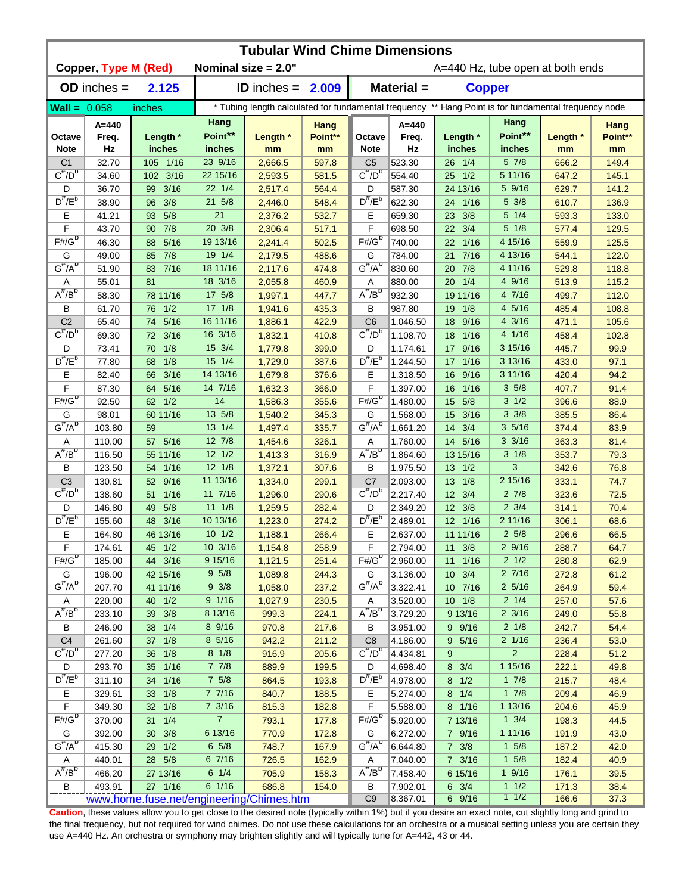# Tubular Wind Chime Dimensions

**Copper, Type M (Red)** **Nominal size = 2.0"** A=440 Hz, tube open at both ends

**OD inches = 2.125** **ID inches = 2.009** **Material = Copper**

**Wall = 0.058 inches** * Tubing length calculated for fundamental frequency ** Hang Point is for fundamental frequency node

| Octave Note | A=440 Freq. Hz | Length * inches | Hang Point** inches | Length * mm | Hang Point** mm | Octave Note | A=440 Freq. Hz | Length * inches | Hang Point** inches | Length * mm | Hang Point** mm |
|---|---|---|---|---|---|---|---|---|---|---|---|
| C1 | 32.70 | 105 1/16 | 23 9/16 | 2,666.5 | 597.8 | C5 | 523.30 | 26 1/4 | 5 7/8 | 666.2 | 149.4 |
| C#/Db | 34.60 | 102 3/16 | 22 15/16 | 2,593.5 | 581.5 | C#/Db | 554.40 | 25 1/2 | 5 11/16 | 647.2 | 145.1 |
| D | 36.70 | 99 3/16 | 22 1/4 | 2,517.4 | 564.4 | D | 587.30 | 24 13/16 | 5 9/16 | 629.7 | 141.2 |
| D#/Eb | 38.90 | 96 3/8 | 21 5/8 | 2,446.0 | 548.4 | D#/Eb | 622.30 | 24 1/16 | 5 3/8 | 610.7 | 136.9 |
| E | 41.21 | 93 5/8 | 21 | 2,376.2 | 532.7 | E | 659.30 | 23 3/8 | 5 1/4 | 593.3 | 133.0 |
| F | 43.70 | 90 7/8 | 20 3/8 | 2,306.4 | 517.1 | F | 698.50 | 22 3/4 | 5 1/8 | 577.4 | 129.5 |
| F#/Gb | 46.30 | 88 5/16 | 19 13/16 | 2,241.4 | 502.5 | F#/Gb | 740.00 | 22 1/16 | 4 15/16 | 559.9 | 125.5 |
| G | 49.00 | 85 7/8 | 19 1/4 | 2,179.5 | 488.6 | G | 784.00 | 21 7/16 | 4 13/16 | 544.1 | 122.0 |
| G#/Ab | 51.90 | 83 7/16 | 18 11/16 | 2,117.6 | 474.8 | G#/Ab | 830.60 | 20 7/8 | 4 11/16 | 529.8 | 118.8 |
| A | 55.01 | 81 | 18 3/16 | 2,055.8 | 460.9 | A | 880.00 | 20 1/4 | 4 9/16 | 513.9 | 115.2 |
| A#/Bb | 58.30 | 78 11/16 | 17 5/8 | 1,997.1 | 447.7 | A#/Bb | 932.30 | 19 11/16 | 4 7/16 | 499.7 | 112.0 |
| B | 61.70 | 76 1/2 | 17 1/8 | 1,941.6 | 435.3 | B | 987.80 | 19 1/8 | 4 5/16 | 485.4 | 108.8 |
| C2 | 65.40 | 74 5/16 | 16 11/16 | 1,886.1 | 422.9 | C6 | 1,046.50 | 18 9/16 | 4 3/16 | 471.1 | 105.6 |
| C#/Db | 69.30 | 72 3/16 | 16 3/16 | 1,832.1 | 410.8 | C#/Db | 1,108.70 | 18 1/16 | 4 1/16 | 458.4 | 102.8 |
| D | 73.41 | 70 1/8 | 15 3/4 | 1,779.8 | 399.0 | D | 1,174.61 | 17 9/16 | 3 15/16 | 445.7 | 99.9 |
| D#/Eb | 77.80 | 68 1/8 | 15 1/4 | 1,729.0 | 387.6 | D#/Eb | 1,244.50 | 17 1/16 | 3 13/16 | 433.0 | 97.1 |
| E | 82.40 | 66 3/16 | 14 13/16 | 1,679.8 | 376.6 | E | 1,318.50 | 16 9/16 | 3 11/16 | 420.4 | 94.2 |
| F | 87.30 | 64 5/16 | 14 7/16 | 1,632.3 | 366.0 | F | 1,397.00 | 16 1/16 | 3 5/8 | 407.7 | 91.4 |
| F#/Gb | 92.50 | 62 1/2 | 14 | 1,586.3 | 355.6 | F#/Gb | 1,480.00 | 15 5/8 | 3 1/2 | 396.6 | 88.9 |
| G | 98.01 | 60 11/16 | 13 5/8 | 1,540.2 | 345.3 | G | 1,568.00 | 15 3/16 | 3 3/8 | 385.5 | 86.4 |
| G#/Ab | 103.80 | 59 | 13 1/4 | 1,497.4 | 335.7 | G#/Ab | 1,661.20 | 14 3/4 | 3 5/16 | 374.4 | 83.9 |
| A | 110.00 | 57 5/16 | 12 7/8 | 1,454.6 | 326.1 | A | 1,760.00 | 14 5/16 | 3 3/16 | 363.3 | 81.4 |
| A#/Bb | 116.50 | 55 11/16 | 12 1/2 | 1,413.3 | 316.9 | A#/Bb | 1,864.60 | 13 15/16 | 3 1/8 | 353.7 | 79.3 |
| B | 123.50 | 54 1/16 | 12 1/8 | 1,372.1 | 307.6 | B | 1,975.50 | 13 1/2 | 3 | 342.6 | 76.8 |
| C3 | 130.81 | 52 9/16 | 11 13/16 | 1,334.0 | 299.1 | C7 | 2,093.00 | 13 1/8 | 2 15/16 | 333.1 | 74.7 |
| C#/Db | 138.60 | 51 1/16 | 11 7/16 | 1,296.0 | 290.6 | C#/Db | 2,217.40 | 12 3/4 | 2 7/8 | 323.6 | 72.5 |
| D | 146.80 | 49 5/8 | 11 1/8 | 1,259.5 | 282.4 | D | 2,349.20 | 12 3/8 | 2 3/4 | 314.1 | 70.4 |
| D#/Eb | 155.60 | 48 3/16 | 10 13/16 | 1,223.0 | 274.2 | D#/Eb | 2,489.01 | 12 1/16 | 2 11/16 | 306.1 | 68.6 |
| E | 164.80 | 46 13/16 | 10 1/2 | 1,188.1 | 266.4 | E | 2,637.00 | 11 11/16 | 2 5/8 | 296.6 | 66.5 |
| F | 174.61 | 45 1/2 | 10 3/16 | 1,154.8 | 258.9 | F | 2,794.00 | 11 3/8 | 2 9/16 | 288.7 | 64.7 |
| F#/Gb | 185.00 | 44 3/16 | 9 15/16 | 1,121.5 | 251.4 | F#/Gb | 2,960.00 | 11 1/16 | 2 1/2 | 280.8 | 62.9 |
| G | 196.00 | 42 15/16 | 9 5/8 | 1,089.8 | 244.3 | G | 3,136.00 | 10 3/4 | 2 7/16 | 272.8 | 61.2 |
| G#/Ab | 207.70 | 41 11/16 | 9 3/8 | 1,058.0 | 237.2 | G#/Ab | 3,322.41 | 10 7/16 | 2 5/16 | 264.9 | 59.4 |
| A | 220.00 | 40 1/2 | 9 1/16 | 1,027.9 | 230.5 | A | 3,520.00 | 10 1/8 | 2 1/4 | 257.0 | 57.6 |
| A#/Bb | 233.10 | 39 3/8 | 8 13/16 | 999.3 | 224.1 | A#/Bb | 3,729.20 | 9 13/16 | 2 3/16 | 249.0 | 55.8 |
| B | 246.90 | 38 1/4 | 8 9/16 | 970.8 | 217.6 | B | 3,951.00 | 9 9/16 | 2 1/8 | 242.7 | 54.4 |
| C4 | 261.60 | 37 1/8 | 8 5/16 | 942.2 | 211.2 | C8 | 4,186.00 | 9 5/16 | 2 1/16 | 236.4 | 53.0 |
| C#/Db | 277.20 | 36 1/8 | 8 1/8 | 916.9 | 205.6 | C#/Db | 4,434.81 | 9 | 2 | 228.4 | 51.2 |
| D | 293.70 | 35 1/16 | 7 7/8 | 889.9 | 199.5 | D | 4,698.40 | 8 3/4 | 1 15/16 | 222.1 | 49.8 |
| D#/Eb | 311.10 | 34 1/16 | 7 5/8 | 864.5 | 193.8 | D#/Eb | 4,978.00 | 8 1/2 | 1 7/8 | 215.7 | 48.4 |
| E | 329.61 | 33 1/8 | 7 7/16 | 840.7 | 188.5 | E | 5,274.00 | 8 1/4 | 1 7/8 | 209.4 | 46.9 |
| F | 349.30 | 32 1/8 | 7 3/16 | 815.3 | 182.8 | F | 5,588.00 | 8 1/16 | 1 13/16 | 204.6 | 45.9 |
| F#/Gb | 370.00 | 31 1/4 | 7 | 793.1 | 177.8 | F#/Gb | 5,920.00 | 7 13/16 | 1 3/4 | 198.3 | 44.5 |
| G | 392.00 | 30 3/8 | 6 13/16 | 770.9 | 172.8 | G | 6,272.00 | 7 9/16 | 1 11/16 | 191.9 | 43.0 |
| G#/Ab | 415.30 | 29 1/2 | 6 5/8 | 748.7 | 167.9 | G#/Ab | 6,644.80 | 7 3/8 | 1 5/8 | 187.2 | 42.0 |
| A | 440.01 | 28 5/8 | 6 7/16 | 726.5 | 162.9 | A | 7,040.00 | 7 3/16 | 1 5/8 | 182.4 | 40.9 |
| A#/Bb | 466.20 | 27 13/16 | 6 1/4 | 705.9 | 158.3 | A#/Bb | 7,458.40 | 6 15/16 | 1 9/16 | 176.1 | 39.5 |
| B | 493.91 | 27 1/16 | 6 1/16 | 686.8 | 154.0 | B | 7,902.01 | 6 3/4 | 1 1/2 | 171.3 | 38.4 |
| | | | | | | C9 | 8,367.01 | 6 9/16 | 1 1/2 | 166.6 | 37.3 |

www.home.fuse.net/engineering/Chimes.htm

**Caution**, these values allow you to get close to the desired note (typically within 1%) but if you desire an exact note, cut slightly long and grind to the final frequency, but not required for wind chimes. Do not use these calculations for an orchestra or a musical setting unless you are certain they use A=440 Hz. An orchestra or symphony may brighten slightly and will typically tune for A=442, 43 or 44.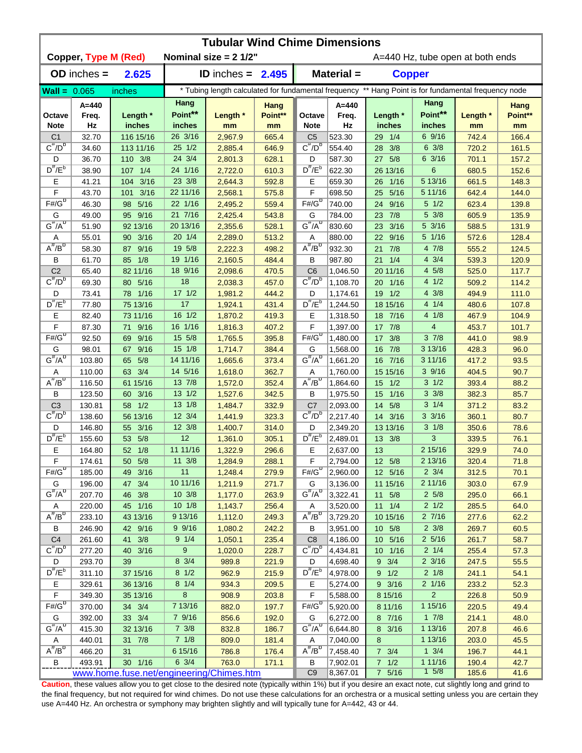# Tubular Wind Chime Dimensions

**Copper, Type M (Red)** **Nominal size = 2 1/2"** A=440 Hz, tube open at both ends

**OD inches = 2.625** **ID inches = 2.495** **Material = Copper**

**Wall = 0.065 inches** * Tubing length calculated for fundamental frequency ** Hang Point is for fundamental frequency node

| Octave Note | A=440 Freq. Hz | Length * inches | Hang Point** inches | Length * mm | Hang Point** mm | Octave Note | A=440 Freq. Hz | Length * inches | Hang Point** inches | Length * mm | Hang Point** mm |
|---|---|---|---|---|---|---|---|---|---|---|---|
| C1 | 32.70 | 116 15/16 | 26 3/16 | 2,967.9 | 665.4 | C5 | 523.30 | 29 1/4 | 6 9/16 | 742.4 | 166.4 |
| C#/Db | 34.60 | 113 11/16 | 25 1/2 | 2,885.4 | 646.9 | C#/Db | 554.40 | 28 3/8 | 6 3/8 | 720.2 | 161.5 |
| D | 36.70 | 110 3/8 | 24 3/4 | 2,801.3 | 628.1 | D | 587.30 | 27 5/8 | 6 3/16 | 701.1 | 157.2 |
| D#/Eb | 38.90 | 107 1/4 | 24 1/16 | 2,722.0 | 610.3 | D#/Eb | 622.30 | 26 13/16 | 6 | 680.5 | 152.6 |
| E | 41.21 | 104 3/16 | 23 3/8 | 2,644.3 | 592.8 | E | 659.30 | 26 1/16 | 5 13/16 | 661.5 | 148.3 |
| F | 43.70 | 101 3/16 | 22 11/16 | 2,568.1 | 575.8 | F | 698.50 | 25 5/16 | 5 11/16 | 642.4 | 144.0 |
| F#/Gb | 46.30 | 98 5/16 | 22 1/16 | 2,495.2 | 559.4 | F#/Gb | 740.00 | 24 9/16 | 5 1/2 | 623.4 | 139.8 |
| G | 49.00 | 95 9/16 | 21 7/16 | 2,425.4 | 543.8 | G | 784.00 | 23 7/8 | 5 3/8 | 605.9 | 135.9 |
| G#/Ab | 51.90 | 92 13/16 | 20 13/16 | 2,355.6 | 528.1 | G#/Ab | 830.60 | 23 3/16 | 5 3/16 | 588.5 | 131.9 |
| A | 55.01 | 90 3/16 | 20 1/4 | 2,289.0 | 513.2 | A | 880.00 | 22 9/16 | 5 1/16 | 572.6 | 128.4 |
| A#/Bb | 58.30 | 87 9/16 | 19 5/8 | 2,222.3 | 498.2 | A#/Bb | 932.30 | 21 7/8 | 4 7/8 | 555.2 | 124.5 |
| B | 61.70 | 85 1/8 | 19 1/16 | 2,160.5 | 484.4 | B | 987.80 | 21 1/4 | 4 3/4 | 539.3 | 120.9 |
| C2 | 65.40 | 82 11/16 | 18 9/16 | 2,098.6 | 470.5 | C6 | 1,046.50 | 20 11/16 | 4 5/8 | 525.0 | 117.7 |
| C#/Db | 69.30 | 80 5/16 | 18 | 2,038.3 | 457.0 | C#/Db | 1,108.70 | 20 1/16 | 4 1/2 | 509.2 | 114.2 |
| D | 73.41 | 78 1/16 | 17 1/2 | 1,981.2 | 444.2 | D | 1,174.61 | 19 1/2 | 4 3/8 | 494.9 | 111.0 |
| D#/Eb | 77.80 | 75 13/16 | 17 | 1,924.1 | 431.4 | D#/Eb | 1,244.50 | 18 15/16 | 4 1/4 | 480.6 | 107.8 |
| E | 82.40 | 73 11/16 | 16 1/2 | 1,870.2 | 419.3 | E | 1,318.50 | 18 7/16 | 4 1/8 | 467.9 | 104.9 |
| F | 87.30 | 71 9/16 | 16 1/16 | 1,816.3 | 407.2 | F | 1,397.00 | 17 7/8 | 4 | 453.7 | 101.7 |
| F#/Gb | 92.50 | 69 9/16 | 15 5/8 | 1,765.5 | 395.8 | F#/Gb | 1,480.00 | 17 3/8 | 3 7/8 | 441.0 | 98.9 |
| G | 98.01 | 67 9/16 | 15 1/8 | 1,714.7 | 384.4 | G | 1,568.00 | 16 7/8 | 3 13/16 | 428.3 | 96.0 |
| G#/Ab | 103.80 | 65 5/8 | 14 11/16 | 1,665.6 | 373.4 | G#/Ab | 1,661.20 | 16 7/16 | 3 11/16 | 417.2 | 93.5 |
| A | 110.00 | 63 3/4 | 14 5/16 | 1,618.0 | 362.7 | A | 1,760.00 | 15 15/16 | 3 9/16 | 404.5 | 90.7 |
| A#/Bb | 116.50 | 61 15/16 | 13 7/8 | 1,572.0 | 352.4 | A#/Bb | 1,864.60 | 15 1/2 | 3 1/2 | 393.4 | 88.2 |
| B | 123.50 | 60 3/16 | 13 1/2 | 1,527.6 | 342.5 | B | 1,975.50 | 15 1/16 | 3 3/8 | 382.3 | 85.7 |
| C3 | 130.81 | 58 1/2 | 13 1/8 | 1,484.7 | 332.9 | C7 | 2,093.00 | 14 5/8 | 3 1/4 | 371.2 | 83.2 |
| C#/Db | 138.60 | 56 13/16 | 12 3/4 | 1,441.9 | 323.3 | C#/Db | 2,217.40 | 14 3/16 | 3 3/16 | 360.1 | 80.7 |
| D | 146.80 | 55 3/16 | 12 3/8 | 1,400.7 | 314.0 | D | 2,349.20 | 13 13/16 | 3 1/8 | 350.6 | 78.6 |
| D#/Eb | 155.60 | 53 5/8 | 12 | 1,361.0 | 305.1 | D#/Eb | 2,489.01 | 13 3/8 | 3 | 339.5 | 76.1 |
| E | 164.80 | 52 1/8 | 11 11/16 | 1,322.9 | 296.6 | E | 2,637.00 | 13 | 2 15/16 | 329.9 | 74.0 |
| F | 174.61 | 50 5/8 | 11 3/8 | 1,284.9 | 288.1 | F | 2,794.00 | 12 5/8 | 2 13/16 | 320.4 | 71.8 |
| F#/Gb | 185.00 | 49 3/16 | 11 | 1,248.4 | 279.9 | F#/Gb | 2,960.00 | 12 5/16 | 2 3/4 | 312.5 | 70.1 |
| G | 196.00 | 47 3/4 | 10 11/16 | 1,211.9 | 271.7 | G | 3,136.00 | 11 15/16 | 2 11/16 | 303.0 | 67.9 |
| G#/Ab | 207.70 | 46 3/8 | 10 3/8 | 1,177.0 | 263.9 | G#/Ab | 3,322.41 | 11 5/8 | 2 5/8 | 295.0 | 66.1 |
| A | 220.00 | 45 1/16 | 10 1/8 | 1,143.7 | 256.4 | A | 3,520.00 | 11 1/4 | 2 1/2 | 285.5 | 64.0 |
| A#/Bb | 233.10 | 43 13/16 | 9 13/16 | 1,112.0 | 249.3 | A#/Bb | 3,729.20 | 10 15/16 | 2 7/16 | 277.6 | 62.2 |
| B | 246.90 | 42 9/16 | 9 9/16 | 1,080.2 | 242.2 | B | 3,951.00 | 10 5/8 | 2 3/8 | 269.7 | 60.5 |
| C4 | 261.60 | 41 3/8 | 9 1/4 | 1,050.1 | 235.4 | C8 | 4,186.00 | 10 5/16 | 2 5/16 | 261.7 | 58.7 |
| C#/Db | 277.20 | 40 3/16 | 9 | 1,020.0 | 228.7 | C#/Db | 4,434.81 | 10 1/16 | 2 1/4 | 255.4 | 57.3 |
| D | 293.70 | 39 | 8 3/4 | 989.8 | 221.9 | D | 4,698.40 | 9 3/4 | 2 3/16 | 247.5 | 55.5 |
| D#/Eb | 311.10 | 37 15/16 | 8 1/2 | 962.9 | 215.9 | D#/Eb | 4,978.00 | 9 1/2 | 2 1/8 | 241.1 | 54.1 |
| E | 329.61 | 36 13/16 | 8 1/4 | 934.3 | 209.5 | E | 5,274.00 | 9 3/16 | 2 1/16 | 233.2 | 52.3 |
| F | 349.30 | 35 13/16 | 8 | 908.9 | 203.8 | F | 5,588.00 | 8 15/16 | 2 | 226.8 | 50.9 |
| F#/Gb | 370.00 | 34 3/4 | 7 13/16 | 882.0 | 197.7 | F#/Gb | 5,920.00 | 8 11/16 | 1 15/16 | 220.5 | 49.4 |
| G | 392.00 | 33 3/4 | 7 9/16 | 856.6 | 192.0 | G | 6,272.00 | 8 7/16 | 1 7/8 | 214.1 | 48.0 |
| G#/Ab | 415.30 | 32 13/16 | 7 3/8 | 832.8 | 186.7 | G#/Ab | 6,644.80 | 8 3/16 | 1 13/16 | 207.8 | 46.6 |
| A | 440.01 | 31 7/8 | 7 1/8 | 809.0 | 181.4 | A | 7,040.00 | 8 | 1 13/16 | 203.0 | 45.5 |
| A#/Bb | 466.20 | 31 | 6 15/16 | 786.8 | 176.4 | A#/Bb | 7,458.40 | 7 3/4 | 1 3/4 | 196.7 | 44.1 |
| B | 493.91 | 30 1/16 | 6 3/4 | 763.0 | 171.1 | B | 7,902.01 | 7 1/2 | 1 11/16 | 190.4 | 42.7 |
| www.home.fuse.net/engineering/Chimes.htm | | | | | | C9 | 8,367.01 | 7 5/16 | 1 5/8 | 185.6 | 41.6 |

**Caution**, these values allow you to get close to the desired note (typically within 1%) but if you desire an exact note, cut slightly long and grind to the final frequency, but not required for wind chimes. Do not use these calculations for an orchestra or a musical setting unless you are certain they use A=440 Hz. An orchestra or symphony may brighten slightly and will typically tune for A=442, 43 or 44.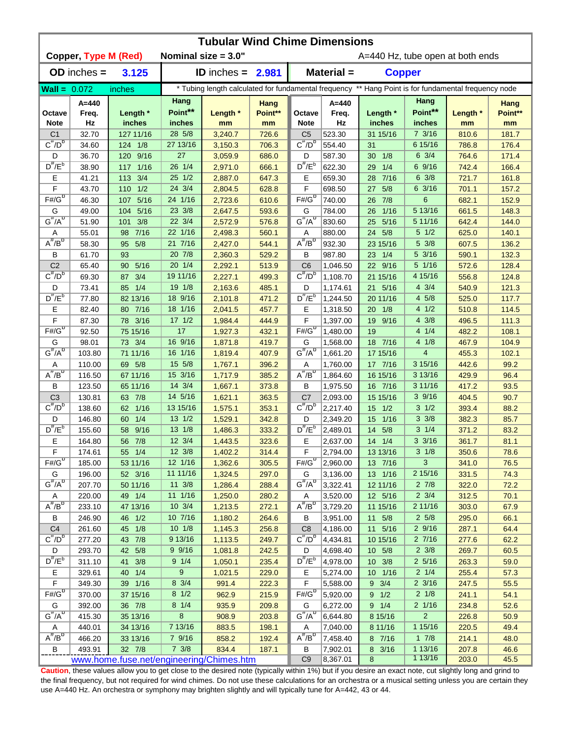# Tubular Wind Chime Dimensions

**Copper, Type M (Red)** **Nominal size = 3.0"** A=440 Hz, tube open at both ends

**OD inches = 3.125** **ID inches = 2.981** **Material = Copper**

**Wall = 0.072 inches** * Tubing length calculated for fundamental frequency ** Hang Point is for fundamental frequency node

| Octave Note | A=440 Freq. Hz | Length * inches | Hang Point** inches | Length * mm | Hang Point** mm | Octave Note | A=440 Freq. Hz | Length * inches | Hang Point** inches | Length * mm | Hang Point** mm |
|---|---|---|---|---|---|---|---|---|---|---|---|
| C1 | 32.70 | 127 11/16 | 28 5/8 | 3,240.7 | 726.6 | C5 | 523.30 | 31 15/16 | 7 3/16 | 810.6 | 181.7 |
| C#/Db | 34.60 | 124 1/8 | 27 13/16 | 3,150.3 | 706.3 | C#/Db | 554.40 | 31 | 6 15/16 | 786.8 | 176.4 |
| D | 36.70 | 120 9/16 | 27 | 3,059.9 | 686.0 | D | 587.30 | 30 1/8 | 6 3/4 | 764.6 | 171.4 |
| D#/Eb | 38.90 | 117 1/16 | 26 1/4 | 2,971.0 | 666.1 | D#/Eb | 622.30 | 29 1/4 | 6 9/16 | 742.4 | 166.4 |
| E | 41.21 | 113 3/4 | 25 1/2 | 2,887.0 | 647.3 | E | 659.30 | 28 7/16 | 6 3/8 | 721.7 | 161.8 |
| F | 43.70 | 110 1/2 | 24 3/4 | 2,804.5 | 628.8 | F | 698.50 | 27 5/8 | 6 3/16 | 701.1 | 157.2 |
| F#/Gb | 46.30 | 107 5/16 | 24 1/16 | 2,723.6 | 610.6 | F#/Gb | 740.00 | 26 7/8 | 6 | 682.1 | 152.9 |
| G | 49.00 | 104 5/16 | 23 3/8 | 2,647.5 | 593.6 | G | 784.00 | 26 1/16 | 5 13/16 | 661.5 | 148.3 |
| G#/Ab | 51.90 | 101 3/8 | 22 3/4 | 2,572.9 | 576.8 | G#/Ab | 830.60 | 25 5/16 | 5 11/16 | 642.4 | 144.0 |
| A | 55.01 | 98 7/16 | 22 1/16 | 2,498.3 | 560.1 | A | 880.00 | 24 5/8 | 5 1/2 | 625.0 | 140.1 |
| A#/Bb | 58.30 | 95 5/8 | 21 7/16 | 2,427.0 | 544.1 | A#/Bb | 932.30 | 23 15/16 | 5 3/8 | 607.5 | 136.2 |
| B | 61.70 | 93 | 20 7/8 | 2,360.3 | 529.2 | B | 987.80 | 23 1/4 | 5 3/16 | 590.1 | 132.3 |
| C2 | 65.40 | 90 5/16 | 20 1/4 | 2,292.1 | 513.9 | C6 | 1,046.50 | 22 9/16 | 5 1/16 | 572.6 | 128.4 |
| C#/Db | 69.30 | 87 3/4 | 19 11/16 | 2,227.1 | 499.3 | C#/Db | 1,108.70 | 21 15/16 | 4 15/16 | 556.8 | 124.8 |
| D | 73.41 | 85 1/4 | 19 1/8 | 2,163.6 | 485.1 | D | 1,174.61 | 21 5/16 | 4 3/4 | 540.9 | 121.3 |
| D#/Eb | 77.80 | 82 13/16 | 18 9/16 | 2,101.8 | 471.2 | D#/Eb | 1,244.50 | 20 11/16 | 4 5/8 | 525.0 | 117.7 |
| E | 82.40 | 80 7/16 | 18 1/16 | 2,041.5 | 457.7 | E | 1,318.50 | 20 1/8 | 4 1/2 | 510.8 | 114.5 |
| F | 87.30 | 78 3/16 | 17 1/2 | 1,984.4 | 444.9 | F | 1,397.00 | 19 9/16 | 4 3/8 | 496.5 | 111.3 |
| F#/Gb | 92.50 | 75 15/16 | 17 | 1,927.3 | 432.1 | F#/Gb | 1,480.00 | 19 | 4 1/4 | 482.2 | 108.1 |
| G | 98.01 | 73 3/4 | 16 9/16 | 1,871.8 | 419.7 | G | 1,568.00 | 18 7/16 | 4 1/8 | 467.9 | 104.9 |
| G#/Ab | 103.80 | 71 11/16 | 16 1/16 | 1,819.4 | 407.9 | G#/Ab | 1,661.20 | 17 15/16 | 4 | 455.3 | 102.1 |
| A | 110.00 | 69 5/8 | 15 5/8 | 1,767.1 | 396.2 | A | 1,760.00 | 17 7/16 | 3 15/16 | 442.6 | 99.2 |
| A#/Bb | 116.50 | 67 11/16 | 15 3/16 | 1,717.9 | 385.2 | A#/Bb | 1,864.60 | 16 15/16 | 3 13/16 | 429.9 | 96.4 |
| B | 123.50 | 65 11/16 | 14 3/4 | 1,667.1 | 373.8 | B | 1,975.50 | 16 7/16 | 3 11/16 | 417.2 | 93.5 |
| C3 | 130.81 | 63 7/8 | 14 5/16 | 1,621.1 | 363.5 | C7 | 2,093.00 | 15 15/16 | 3 9/16 | 404.5 | 90.7 |
| C#/Db | 138.60 | 62 1/16 | 13 15/16 | 1,575.1 | 353.1 | C#/Db | 2,217.40 | 15 1/2 | 3 1/2 | 393.4 | 88.2 |
| D | 146.80 | 60 1/4 | 13 1/2 | 1,529.1 | 342.8 | D | 2,349.20 | 15 1/16 | 3 3/8 | 382.3 | 85.7 |
| D#/Eb | 155.60 | 58 9/16 | 13 1/8 | 1,486.3 | 333.2 | D#/Eb | 2,489.01 | 14 5/8 | 3 1/4 | 371.2 | 83.2 |
| E | 164.80 | 56 7/8 | 12 3/4 | 1,443.5 | 323.6 | E | 2,637.00 | 14 1/4 | 3 3/16 | 361.7 | 81.1 |
| F | 174.61 | 55 1/4 | 12 3/8 | 1,402.2 | 314.4 | F | 2,794.00 | 13 13/16 | 3 1/8 | 350.6 | 78.6 |
| F#/Gb | 185.00 | 53 11/16 | 12 1/16 | 1,362.6 | 305.5 | F#/Gb | 2,960.00 | 13 7/16 | 3 | 341.0 | 76.5 |
| G | 196.00 | 52 3/16 | 11 11/16 | 1,324.5 | 297.0 | G | 3,136.00 | 13 1/16 | 2 15/16 | 331.5 | 74.3 |
| G#/Ab | 207.70 | 50 11/16 | 11 3/8 | 1,286.4 | 288.4 | G#/Ab | 3,322.41 | 12 11/16 | 2 7/8 | 322.0 | 72.2 |
| A | 220.00 | 49 1/4 | 11 1/16 | 1,250.0 | 280.2 | A | 3,520.00 | 12 5/16 | 2 3/4 | 312.5 | 70.1 |
| A#/Bb | 233.10 | 47 13/16 | 10 3/4 | 1,213.5 | 272.1 | A#/Bb | 3,729.20 | 11 15/16 | 2 11/16 | 303.0 | 67.9 |
| B | 246.90 | 46 1/2 | 10 7/16 | 1,180.2 | 264.6 | B | 3,951.00 | 11 5/8 | 2 5/8 | 295.0 | 66.1 |
| C4 | 261.60 | 45 1/8 | 10 1/8 | 1,145.3 | 256.8 | C8 | 4,186.00 | 11 5/16 | 2 9/16 | 287.1 | 64.4 |
| C#/Db | 277.20 | 43 7/8 | 9 13/16 | 1,113.5 | 249.7 | C#/Db | 4,434.81 | 10 15/16 | 2 7/16 | 277.6 | 62.2 |
| D | 293.70 | 42 5/8 | 9 9/16 | 1,081.8 | 242.5 | D | 4,698.40 | 10 5/8 | 2 3/8 | 269.7 | 60.5 |
| D#/Eb | 311.10 | 41 3/8 | 9 1/4 | 1,050.1 | 235.4 | D#/Eb | 4,978.00 | 10 3/8 | 2 5/16 | 263.3 | 59.0 |
| E | 329.61 | 40 1/4 | 9 | 1,021.5 | 229.0 | E | 5,274.00 | 10 1/16 | 2 1/4 | 255.4 | 57.3 |
| F | 349.30 | 39 1/16 | 8 3/4 | 991.4 | 222.3 | F | 5,588.00 | 9 3/4 | 2 3/16 | 247.5 | 55.5 |
| F#/Gb | 370.00 | 37 15/16 | 8 1/2 | 962.9 | 215.9 | F#/Gb | 5,920.00 | 9 1/2 | 2 1/8 | 241.1 | 54.1 |
| G | 392.00 | 36 7/8 | 8 1/4 | 935.9 | 209.8 | G | 6,272.00 | 9 1/4 | 2 1/16 | 234.8 | 52.6 |
| G#/Ab | 415.30 | 35 13/16 | 8 | 908.9 | 203.8 | G#/Ab | 6,644.80 | 8 15/16 | 2 | 226.8 | 50.9 |
| A | 440.01 | 34 13/16 | 7 13/16 | 883.5 | 198.1 | A | 7,040.00 | 8 11/16 | 1 15/16 | 220.5 | 49.4 |
| A#/Bb | 466.20 | 33 13/16 | 7 9/16 | 858.2 | 192.4 | A#/Bb | 7,458.40 | 8 7/16 | 1 7/8 | 214.1 | 48.0 |
| B | 493.91 | 32 7/8 | 7 3/8 | 834.4 | 187.1 | B | 7,902.01 | 8 3/16 | 1 13/16 | 207.8 | 46.6 |
| | | | | | | C9 | 8,367.01 | 8 | 1 13/16 | 203.0 | 45.5 |

www.home.fuse.net/engineering/Chimes.htm

**Caution**, these values allow you to get close to the desired note (typically within 1%) but if you desire an exact note, cut slightly long and grind to the final frequency, but not required for wind chimes. Do not use these calculations for an orchestra or a musical setting unless you are certain they use A=440 Hz. An orchestra or symphony may brighten slightly and will typically tune for A=442, 43 or 44.